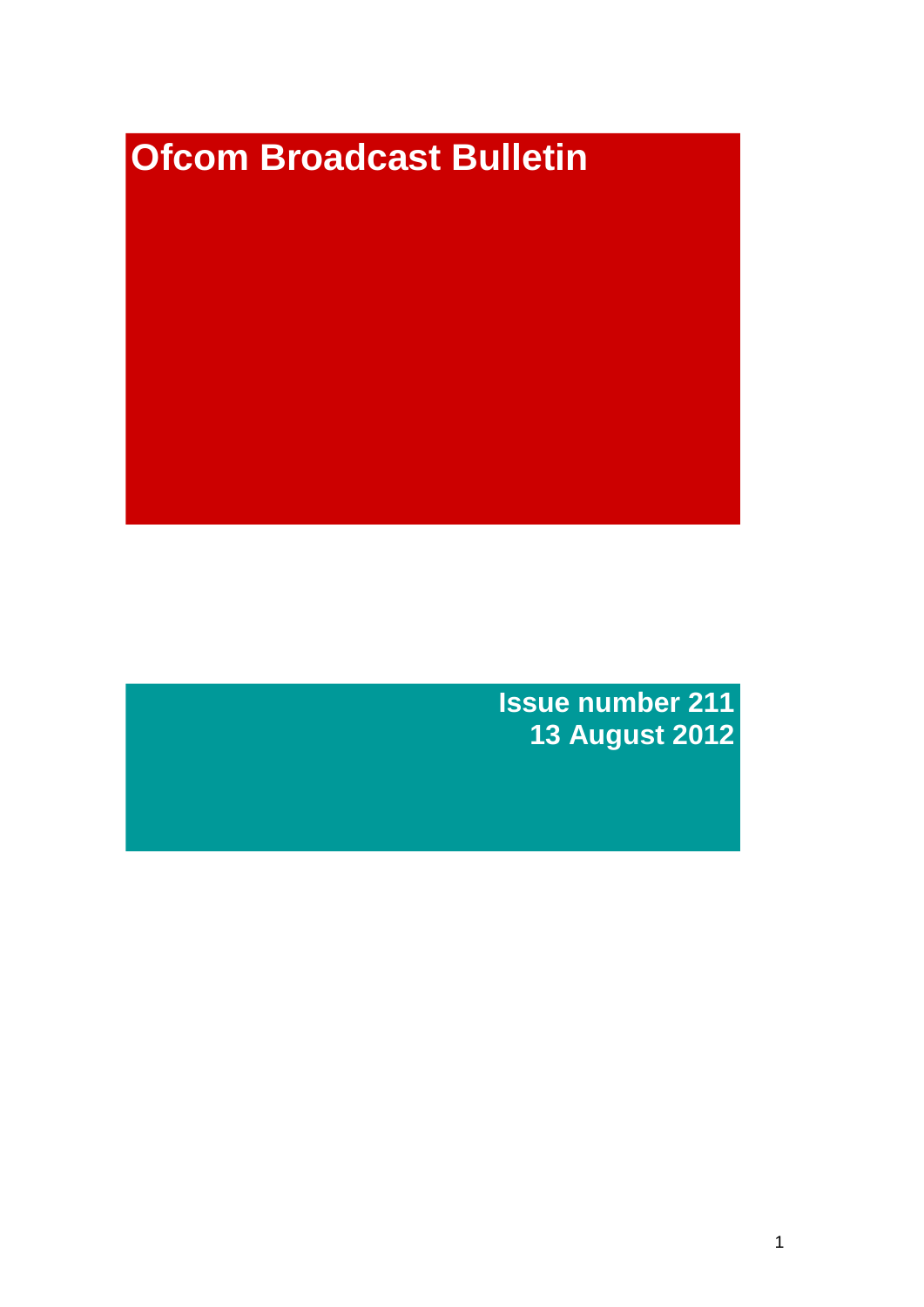# Ofcom Broadcast Bulletin

**Issue number 211**
**13 August 2012**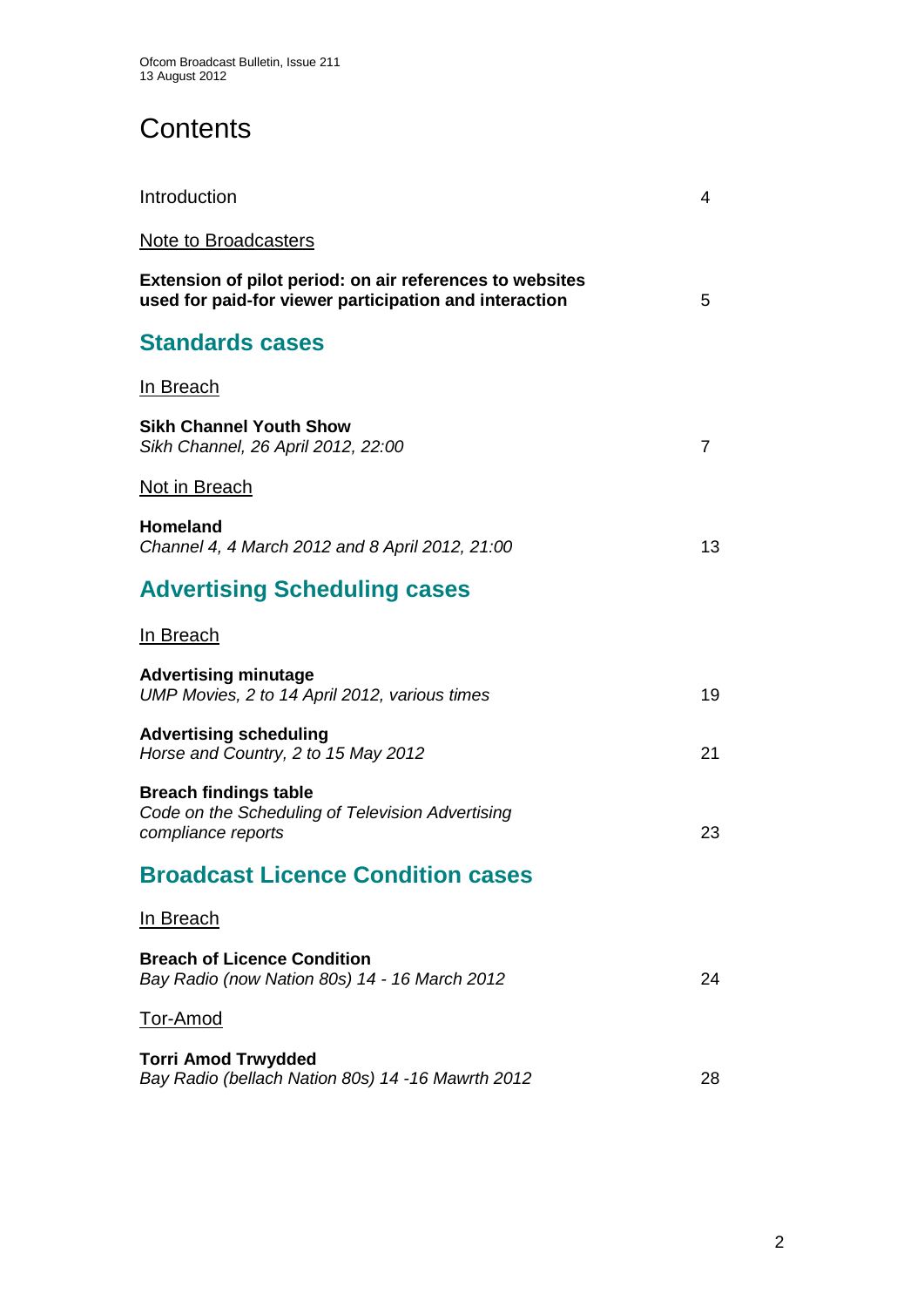# Contents

| | |
|---|---|
| Introduction | 4 |
| Note to Broadcasters | |
| **Extension of pilot period: on air references to websites used for paid-for viewer participation and interaction** | 5 |

## Standards cases

| | |
|---|---|
| In Breach | |
| **Sikh Channel Youth Show**<br>*Sikh Channel, 26 April 2012, 22:00* | 7 |
| Not in Breach | |
| **Homeland**<br>*Channel 4, 4 March 2012 and 8 April 2012, 21:00* | 13 |

## Advertising Scheduling cases

| | |
|---|---|
| In Breach | |
| **Advertising minutage**<br>*UMP Movies, 2 to 14 April 2012, various times* | 19 |
| **Advertising scheduling**<br>*Horse and Country, 2 to 15 May 2012* | 21 |
| **Breach findings table**<br>*Code on the Scheduling of Television Advertising compliance reports* | 23 |

## Broadcast Licence Condition cases

| | |
|---|---|
| In Breach | |
| **Breach of Licence Condition**<br>*Bay Radio (now Nation 80s) 14 - 16 March 2012* | 24 |
| Tor-Amod | |
| **Torri Amod Trwydded**<br>*Bay Radio (bellach Nation 80s) 14 -16 Mawrth 2012* | 28 |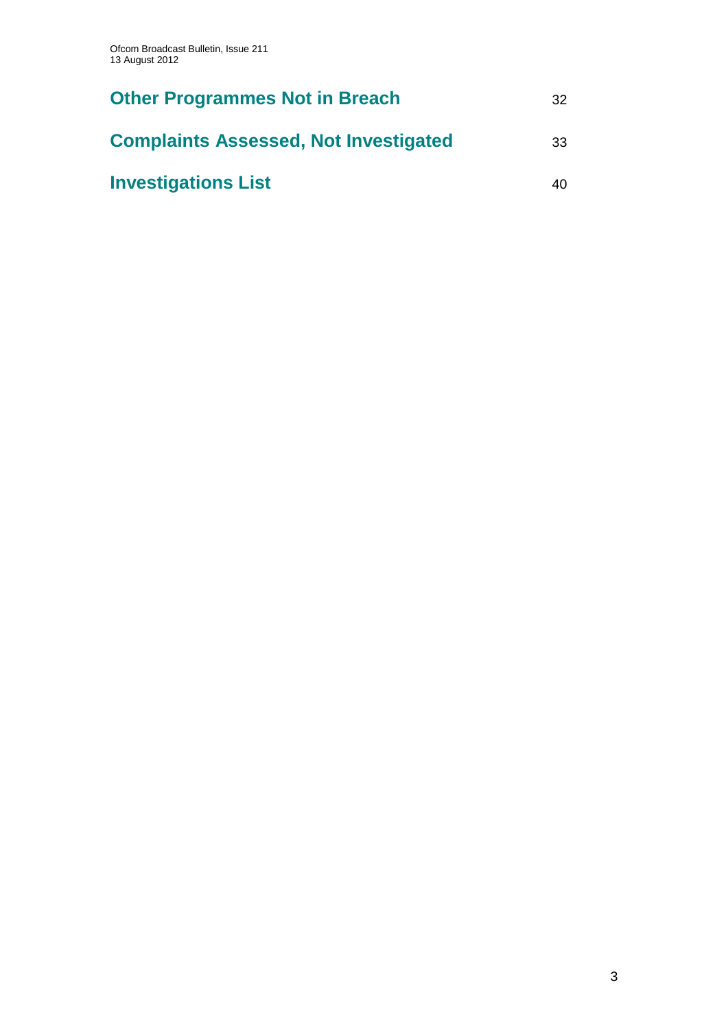**Other Programmes Not in Breach** 32

**Complaints Assessed, Not Investigated** 33

**Investigations List** 40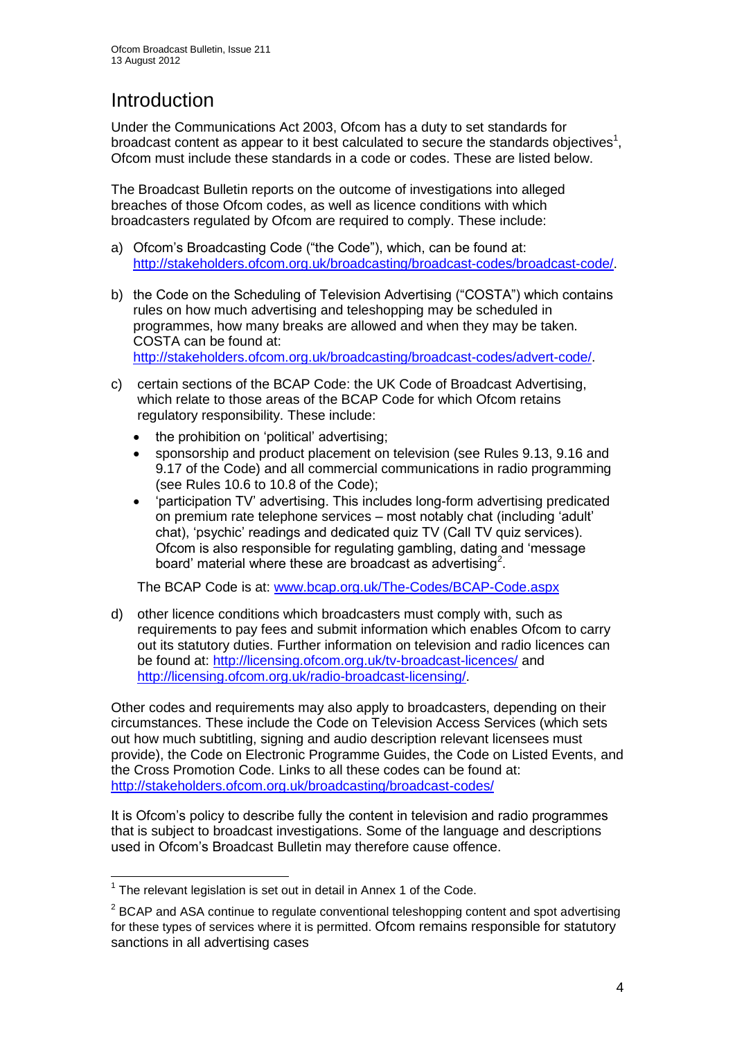# Introduction

Under the Communications Act 2003, Ofcom has a duty to set standards for broadcast content as appear to it best calculated to secure the standards objectives[1], Ofcom must include these standards in a code or codes. These are listed below.

The Broadcast Bulletin reports on the outcome of investigations into alleged breaches of those Ofcom codes, as well as licence conditions with which broadcasters regulated by Ofcom are required to comply. These include:

a) Ofcom's Broadcasting Code ("the Code"), which, can be found at: http://stakeholders.ofcom.org.uk/broadcasting/broadcast-codes/broadcast-code/.

b) the Code on the Scheduling of Television Advertising ("COSTA") which contains rules on how much advertising and teleshopping may be scheduled in programmes, how many breaks are allowed and when they may be taken. COSTA can be found at: http://stakeholders.ofcom.org.uk/broadcasting/broadcast-codes/advert-code/.

c) certain sections of the BCAP Code: the UK Code of Broadcast Advertising, which relate to those areas of the BCAP Code for which Ofcom retains regulatory responsibility. These include:

- the prohibition on 'political' advertising;
- sponsorship and product placement on television (see Rules 9.13, 9.16 and 9.17 of the Code) and all commercial communications in radio programming (see Rules 10.6 to 10.8 of the Code);
- 'participation TV' advertising. This includes long-form advertising predicated on premium rate telephone services – most notably chat (including 'adult' chat), 'psychic' readings and dedicated quiz TV (Call TV quiz services). Ofcom is also responsible for regulating gambling, dating and 'message board' material where these are broadcast as advertising[2].

The BCAP Code is at: www.bcap.org.uk/The-Codes/BCAP-Code.aspx

d) other licence conditions which broadcasters must comply with, such as requirements to pay fees and submit information which enables Ofcom to carry out its statutory duties. Further information on television and radio licences can be found at: http://licensing.ofcom.org.uk/tv-broadcast-licences/ and http://licensing.ofcom.org.uk/radio-broadcast-licensing/.

Other codes and requirements may also apply to broadcasters, depending on their circumstances. These include the Code on Television Access Services (which sets out how much subtitling, signing and audio description relevant licensees must provide), the Code on Electronic Programme Guides, the Code on Listed Events, and the Cross Promotion Code. Links to all these codes can be found at: http://stakeholders.ofcom.org.uk/broadcasting/broadcast-codes/

It is Ofcom's policy to describe fully the content in television and radio programmes that is subject to broadcast investigations. Some of the language and descriptions used in Ofcom's Broadcast Bulletin may therefore cause offence.

---

[1] The relevant legislation is set out in detail in Annex 1 of the Code.

[2] BCAP and ASA continue to regulate conventional teleshopping content and spot advertising for these types of services where it is permitted. Ofcom remains responsible for statutory sanctions in all advertising cases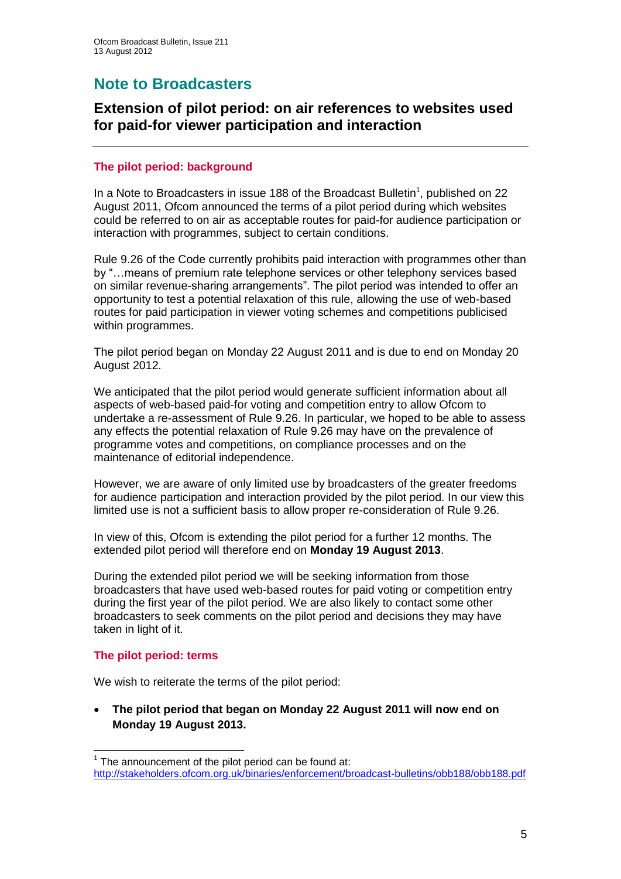# Note to Broadcasters

## Extension of pilot period: on air references to websites used for paid-for viewer participation and interaction

### The pilot period: background

In a Note to Broadcasters in issue 188 of the Broadcast Bulletin[1], published on 22 August 2011, Ofcom announced the terms of a pilot period during which websites could be referred to on air as acceptable routes for paid-for audience participation or interaction with programmes, subject to certain conditions.

Rule 9.26 of the Code currently prohibits paid interaction with programmes other than by "…means of premium rate telephone services or other telephony services based on similar revenue-sharing arrangements". The pilot period was intended to offer an opportunity to test a potential relaxation of this rule, allowing the use of web-based routes for paid participation in viewer voting schemes and competitions publicised within programmes.

The pilot period began on Monday 22 August 2011 and is due to end on Monday 20 August 2012.

We anticipated that the pilot period would generate sufficient information about all aspects of web-based paid-for voting and competition entry to allow Ofcom to undertake a re-assessment of Rule 9.26. In particular, we hoped to be able to assess any effects the potential relaxation of Rule 9.26 may have on the prevalence of programme votes and competitions, on compliance processes and on the maintenance of editorial independence.

However, we are aware of only limited use by broadcasters of the greater freedoms for audience participation and interaction provided by the pilot period. In our view this limited use is not a sufficient basis to allow proper re-consideration of Rule 9.26.

In view of this, Ofcom is extending the pilot period for a further 12 months. The extended pilot period will therefore end on **Monday 19 August 2013**.

During the extended pilot period we will be seeking information from those broadcasters that have used web-based routes for paid voting or competition entry during the first year of the pilot period. We are also likely to contact some other broadcasters to seek comments on the pilot period and decisions they may have taken in light of it.

### The pilot period: terms

We wish to reiterate the terms of the pilot period:

- **The pilot period that began on Monday 22 August 2011 will now end on Monday 19 August 2013.**

[1] The announcement of the pilot period can be found at: http://stakeholders.ofcom.org.uk/binaries/enforcement/broadcast-bulletins/obb188/obb188.pdf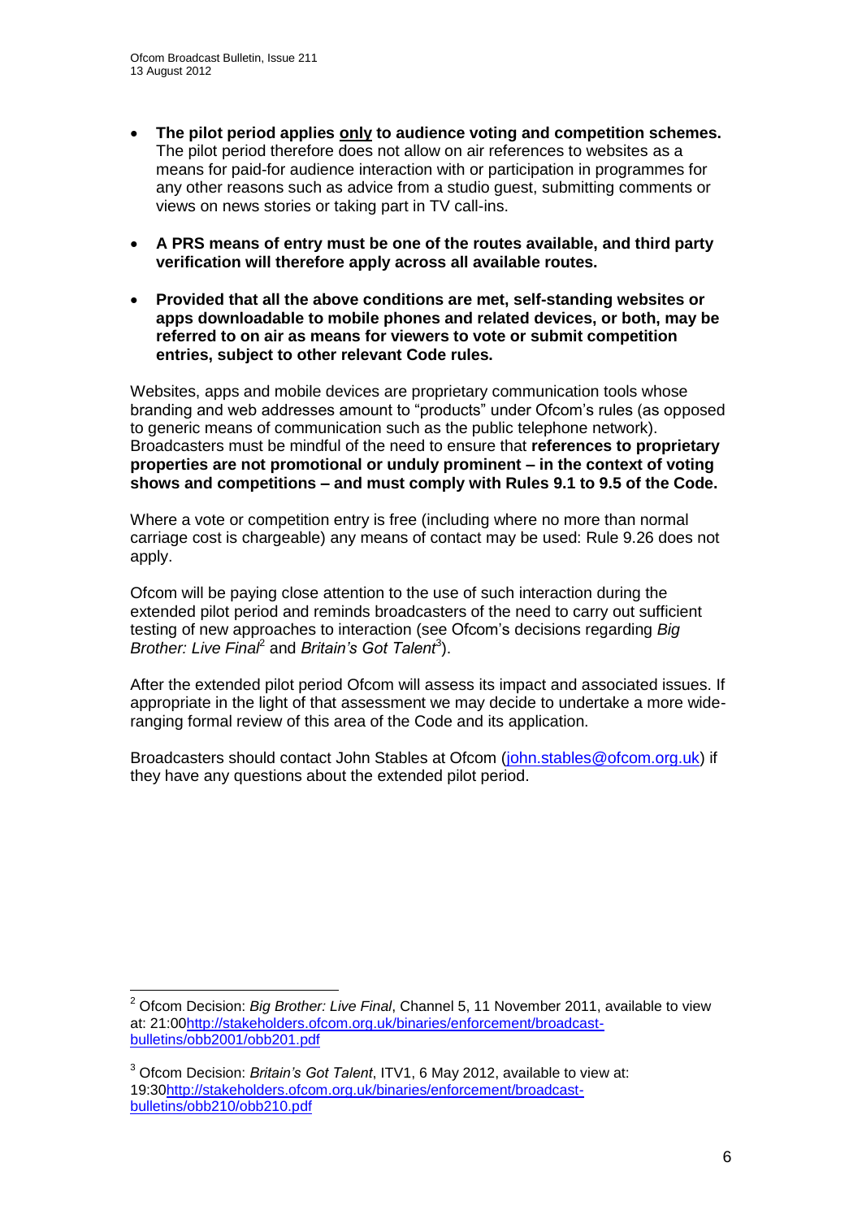- **The pilot period applies only to audience voting and competition schemes.** The pilot period therefore does not allow on air references to websites as a means for paid-for audience interaction with or participation in programmes for any other reasons such as advice from a studio guest, submitting comments or views on news stories or taking part in TV call-ins.

- **A PRS means of entry must be one of the routes available, and third party verification will therefore apply across all available routes.**

- **Provided that all the above conditions are met, self-standing websites or apps downloadable to mobile phones and related devices, or both, may be referred to on air as means for viewers to vote or submit competition entries, subject to other relevant Code rules.**

Websites, apps and mobile devices are proprietary communication tools whose branding and web addresses amount to "products" under Ofcom's rules (as opposed to generic means of communication such as the public telephone network). Broadcasters must be mindful of the need to ensure that **references to proprietary properties are not promotional or unduly prominent – in the context of voting shows and competitions – and must comply with Rules 9.1 to 9.5 of the Code.**

Where a vote or competition entry is free (including where no more than normal carriage cost is chargeable) any means of contact may be used: Rule 9.26 does not apply.

Ofcom will be paying close attention to the use of such interaction during the extended pilot period and reminds broadcasters of the need to carry out sufficient testing of new approaches to interaction (see Ofcom's decisions regarding *Big Brother: Live Final*[2] and *Britain's Got Talent*[3]).

After the extended pilot period Ofcom will assess its impact and associated issues. If appropriate in the light of that assessment we may decide to undertake a more wide-ranging formal review of this area of the Code and its application.

Broadcasters should contact John Stables at Ofcom (john.stables@ofcom.org.uk) if they have any questions about the extended pilot period.

---

[2] Ofcom Decision: *Big Brother: Live Final*, Channel 5, 11 November 2011, available to view at: 21:00http://stakeholders.ofcom.org.uk/binaries/enforcement/broadcast-bulletins/obb2001/obb201.pdf

[3] Ofcom Decision: *Britain's Got Talent*, ITV1, 6 May 2012, available to view at: 19:30http://stakeholders.ofcom.org.uk/binaries/enforcement/broadcast-bulletins/obb210/obb210.pdf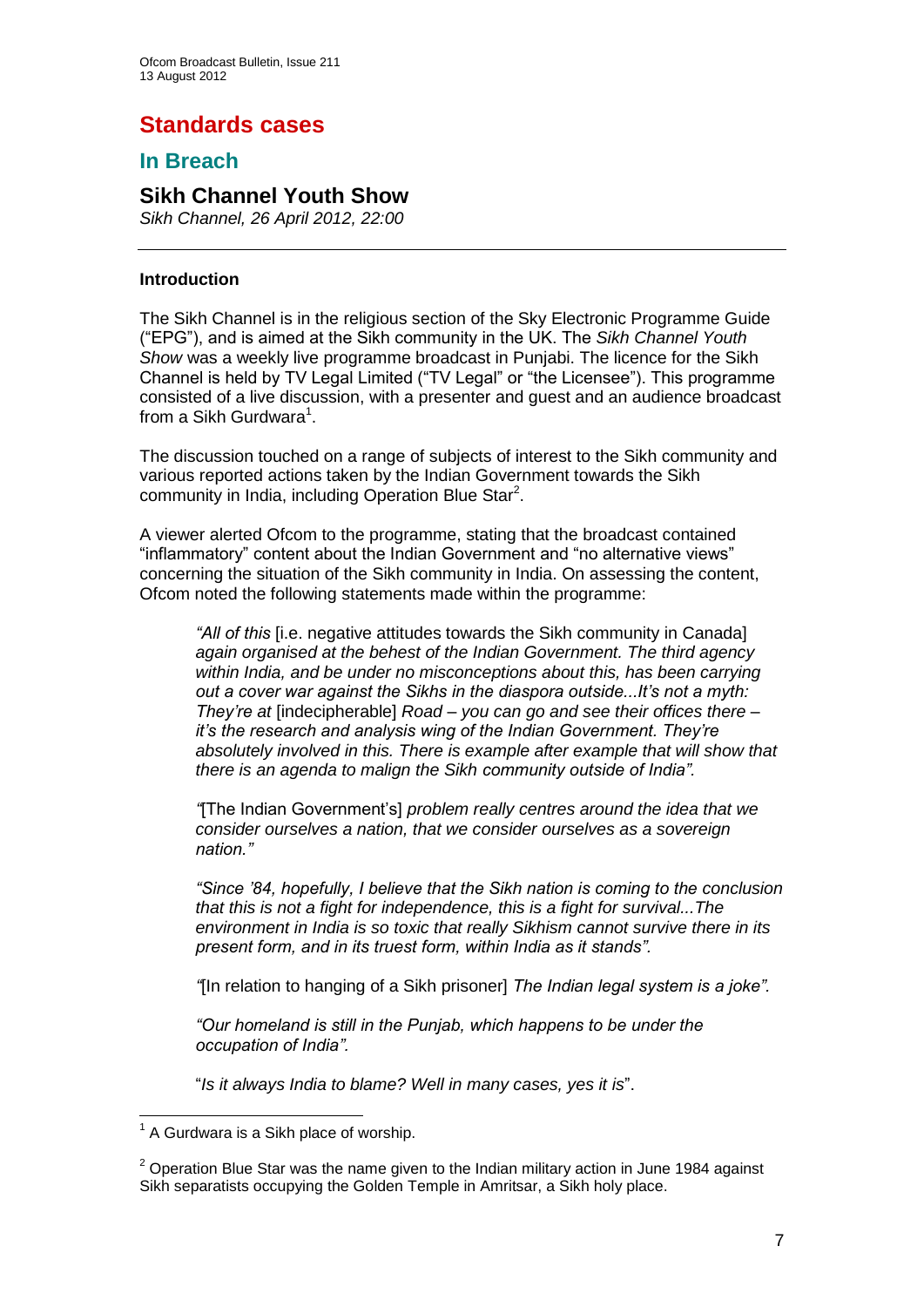# Standards cases

## In Breach

### Sikh Channel Youth Show

*Sikh Channel, 26 April 2012, 22:00*

---

**Introduction**

The Sikh Channel is in the religious section of the Sky Electronic Programme Guide ("EPG"), and is aimed at the Sikh community in the UK. The *Sikh Channel Youth Show* was a weekly live programme broadcast in Punjabi. The licence for the Sikh Channel is held by TV Legal Limited ("TV Legal" or "the Licensee"). This programme consisted of a live discussion, with a presenter and guest and an audience broadcast from a Sikh Gurdwara[1].

The discussion touched on a range of subjects of interest to the Sikh community and various reported actions taken by the Indian Government towards the Sikh community in India, including Operation Blue Star[2].

A viewer alerted Ofcom to the programme, stating that the broadcast contained "inflammatory" content about the Indian Government and "no alternative views" concerning the situation of the Sikh community in India. On assessing the content, Ofcom noted the following statements made within the programme:

> *"All of this* [i.e. negative attitudes towards the Sikh community in Canada] *again organised at the behest of the Indian Government. The third agency within India, and be under no misconceptions about this, has been carrying out a cover war against the Sikhs in the diaspora outside...It's not a myth: They're at* [indecipherable] *Road – you can go and see their offices there – it's the research and analysis wing of the Indian Government. They're absolutely involved in this. There is example after example that will show that there is an agenda to malign the Sikh community outside of India".*
>
> *"*[The Indian Government's] *problem really centres around the idea that we consider ourselves a nation, that we consider ourselves as a sovereign nation."*
>
> *"Since '84, hopefully, I believe that the Sikh nation is coming to the conclusion that this is not a fight for independence, this is a fight for survival...The environment in India is so toxic that really Sikhism cannot survive there in its present form, and in its truest form, within India as it stands".*
>
> *"*[In relation to hanging of a Sikh prisoner] *The Indian legal system is a joke".*
>
> *"Our homeland is still in the Punjab, which happens to be under the occupation of India".*
>
> "*Is it always India to blame? Well in many cases, yes it is*".

---

[1] A Gurdwara is a Sikh place of worship.

[2] Operation Blue Star was the name given to the Indian military action in June 1984 against Sikh separatists occupying the Golden Temple in Amritsar, a Sikh holy place.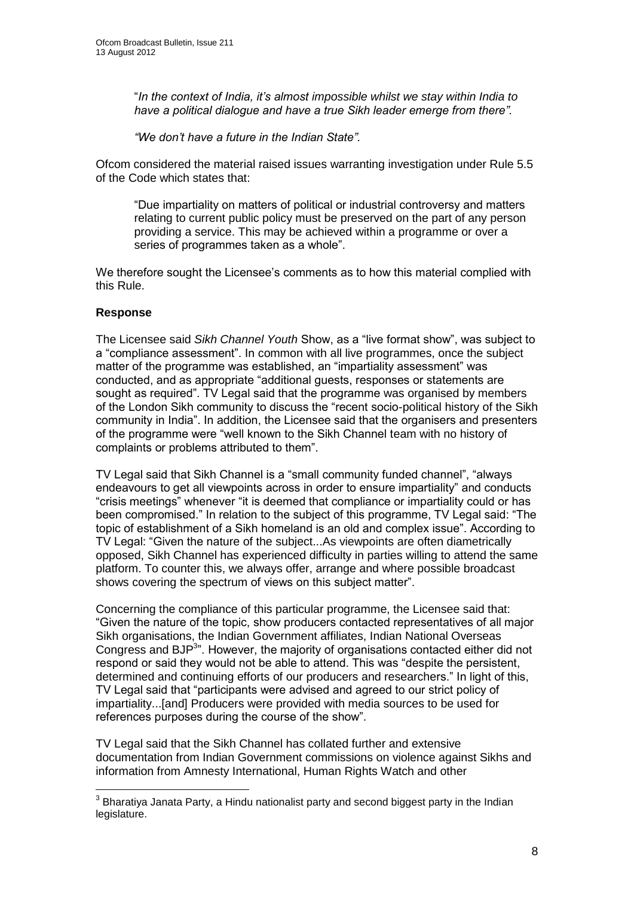> "*In the context of India, it's almost impossible whilst we stay within India to have a political dialogue and have a true Sikh leader emerge from there".*
>
> *"We don't have a future in the Indian State".*

Ofcom considered the material raised issues warranting investigation under Rule 5.5 of the Code which states that:

> "Due impartiality on matters of political or industrial controversy and matters relating to current public policy must be preserved on the part of any person providing a service. This may be achieved within a programme or over a series of programmes taken as a whole".

We therefore sought the Licensee's comments as to how this material complied with this Rule.

**Response**

The Licensee said *Sikh Channel Youth* Show, as a "live format show", was subject to a "compliance assessment". In common with all live programmes, once the subject matter of the programme was established, an "impartiality assessment" was conducted, and as appropriate "additional guests, responses or statements are sought as required". TV Legal said that the programme was organised by members of the London Sikh community to discuss the "recent socio-political history of the Sikh community in India". In addition, the Licensee said that the organisers and presenters of the programme were "well known to the Sikh Channel team with no history of complaints or problems attributed to them".

TV Legal said that Sikh Channel is a "small community funded channel", "always endeavours to get all viewpoints across in order to ensure impartiality" and conducts "crisis meetings" whenever "it is deemed that compliance or impartiality could or has been compromised." In relation to the subject of this programme, TV Legal said: "The topic of establishment of a Sikh homeland is an old and complex issue". According to TV Legal: "Given the nature of the subject...As viewpoints are often diametrically opposed, Sikh Channel has experienced difficulty in parties willing to attend the same platform. To counter this, we always offer, arrange and where possible broadcast shows covering the spectrum of views on this subject matter".

Concerning the compliance of this particular programme, the Licensee said that: "Given the nature of the topic, show producers contacted representatives of all major Sikh organisations, the Indian Government affiliates, Indian National Overseas Congress and BJP[3]". However, the majority of organisations contacted either did not respond or said they would not be able to attend. This was "despite the persistent, determined and continuing efforts of our producers and researchers." In light of this, TV Legal said that "participants were advised and agreed to our strict policy of impartiality...[and] Producers were provided with media sources to be used for references purposes during the course of the show".

TV Legal said that the Sikh Channel has collated further and extensive documentation from Indian Government commissions on violence against Sikhs and information from Amnesty International, Human Rights Watch and other

[3] Bharatiya Janata Party, a Hindu nationalist party and second biggest party in the Indian legislature.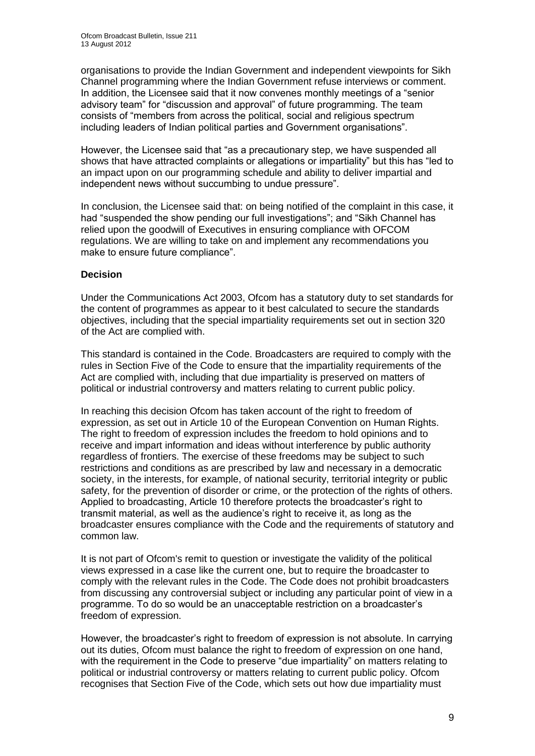organisations to provide the Indian Government and independent viewpoints for Sikh Channel programming where the Indian Government refuse interviews or comment. In addition, the Licensee said that it now convenes monthly meetings of a "senior advisory team" for "discussion and approval" of future programming. The team consists of "members from across the political, social and religious spectrum including leaders of Indian political parties and Government organisations".

However, the Licensee said that "as a precautionary step, we have suspended all shows that have attracted complaints or allegations or impartiality" but this has "led to an impact upon on our programming schedule and ability to deliver impartial and independent news without succumbing to undue pressure".

In conclusion, the Licensee said that: on being notified of the complaint in this case, it had "suspended the show pending our full investigations"; and "Sikh Channel has relied upon the goodwill of Executives in ensuring compliance with OFCOM regulations. We are willing to take on and implement any recommendations you make to ensure future compliance".

**Decision**

Under the Communications Act 2003, Ofcom has a statutory duty to set standards for the content of programmes as appear to it best calculated to secure the standards objectives, including that the special impartiality requirements set out in section 320 of the Act are complied with.

This standard is contained in the Code. Broadcasters are required to comply with the rules in Section Five of the Code to ensure that the impartiality requirements of the Act are complied with, including that due impartiality is preserved on matters of political or industrial controversy and matters relating to current public policy.

In reaching this decision Ofcom has taken account of the right to freedom of expression, as set out in Article 10 of the European Convention on Human Rights. The right to freedom of expression includes the freedom to hold opinions and to receive and impart information and ideas without interference by public authority regardless of frontiers. The exercise of these freedoms may be subject to such restrictions and conditions as are prescribed by law and necessary in a democratic society, in the interests, for example, of national security, territorial integrity or public safety, for the prevention of disorder or crime, or the protection of the rights of others. Applied to broadcasting, Article 10 therefore protects the broadcaster's right to transmit material, as well as the audience's right to receive it, as long as the broadcaster ensures compliance with the Code and the requirements of statutory and common law.

It is not part of Ofcom's remit to question or investigate the validity of the political views expressed in a case like the current one, but to require the broadcaster to comply with the relevant rules in the Code. The Code does not prohibit broadcasters from discussing any controversial subject or including any particular point of view in a programme. To do so would be an unacceptable restriction on a broadcaster's freedom of expression.

However, the broadcaster's right to freedom of expression is not absolute. In carrying out its duties, Ofcom must balance the right to freedom of expression on one hand, with the requirement in the Code to preserve "due impartiality" on matters relating to political or industrial controversy or matters relating to current public policy. Ofcom recognises that Section Five of the Code, which sets out how due impartiality must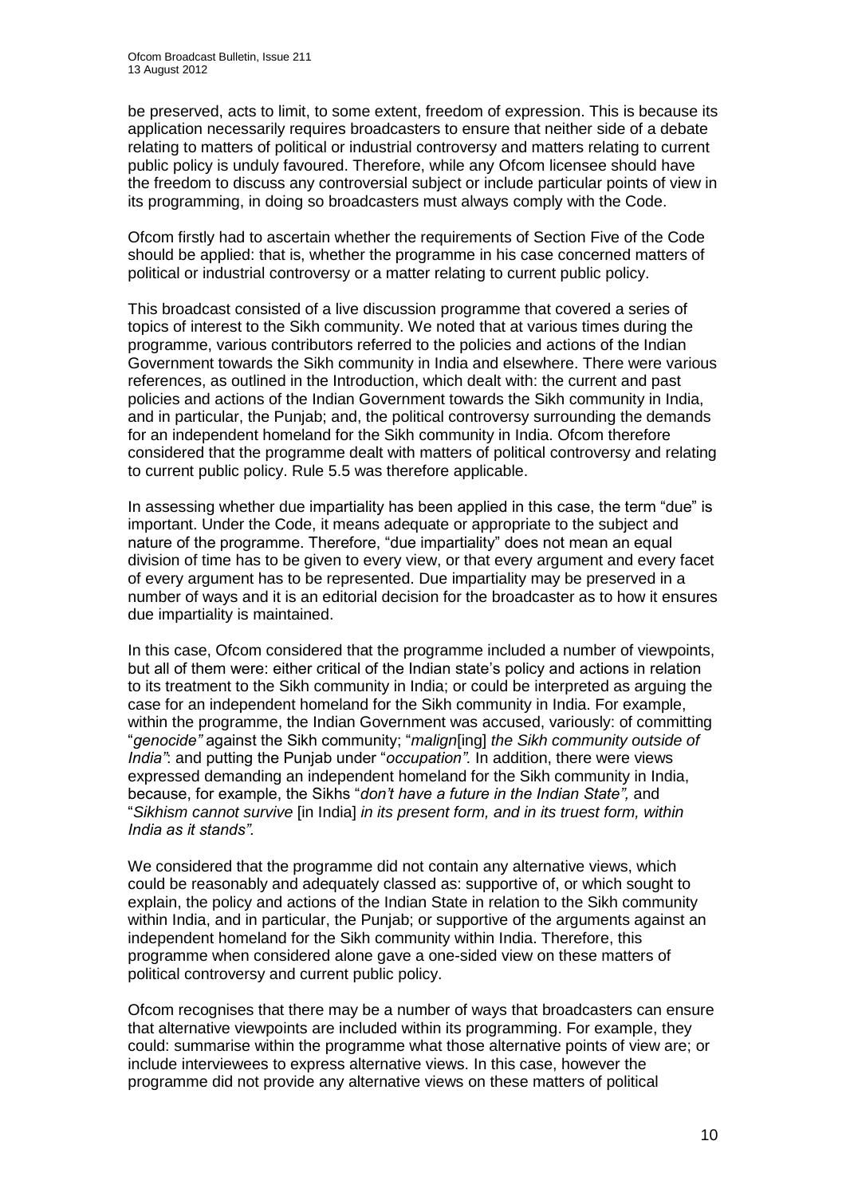be preserved, acts to limit, to some extent, freedom of expression. This is because its application necessarily requires broadcasters to ensure that neither side of a debate relating to matters of political or industrial controversy and matters relating to current public policy is unduly favoured. Therefore, while any Ofcom licensee should have the freedom to discuss any controversial subject or include particular points of view in its programming, in doing so broadcasters must always comply with the Code.

Ofcom firstly had to ascertain whether the requirements of Section Five of the Code should be applied: that is, whether the programme in his case concerned matters of political or industrial controversy or a matter relating to current public policy.

This broadcast consisted of a live discussion programme that covered a series of topics of interest to the Sikh community. We noted that at various times during the programme, various contributors referred to the policies and actions of the Indian Government towards the Sikh community in India and elsewhere. There were various references, as outlined in the Introduction, which dealt with: the current and past policies and actions of the Indian Government towards the Sikh community in India, and in particular, the Punjab; and, the political controversy surrounding the demands for an independent homeland for the Sikh community in India. Ofcom therefore considered that the programme dealt with matters of political controversy and relating to current public policy. Rule 5.5 was therefore applicable.

In assessing whether due impartiality has been applied in this case, the term "due" is important. Under the Code, it means adequate or appropriate to the subject and nature of the programme. Therefore, "due impartiality" does not mean an equal division of time has to be given to every view, or that every argument and every facet of every argument has to be represented. Due impartiality may be preserved in a number of ways and it is an editorial decision for the broadcaster as to how it ensures due impartiality is maintained.

In this case, Ofcom considered that the programme included a number of viewpoints, but all of them were: either critical of the Indian state's policy and actions in relation to its treatment to the Sikh community in India; or could be interpreted as arguing the case for an independent homeland for the Sikh community in India. For example, within the programme, the Indian Government was accused, variously: of committing "*genocide"* against the Sikh community; "*malign*[ing] *the Sikh community outside of India"*: and putting the Punjab under "*occupation"*. In addition, there were views expressed demanding an independent homeland for the Sikh community in India, because, for example, the Sikhs "*don't have a future in the Indian State",* and "*Sikhism cannot survive* [in India] *in its present form, and in its truest form, within India as it stands"*.

We considered that the programme did not contain any alternative views, which could be reasonably and adequately classed as: supportive of, or which sought to explain, the policy and actions of the Indian State in relation to the Sikh community within India, and in particular, the Punjab; or supportive of the arguments against an independent homeland for the Sikh community within India. Therefore, this programme when considered alone gave a one-sided view on these matters of political controversy and current public policy.

Ofcom recognises that there may be a number of ways that broadcasters can ensure that alternative viewpoints are included within its programming. For example, they could: summarise within the programme what those alternative points of view are; or include interviewees to express alternative views. In this case, however the programme did not provide any alternative views on these matters of political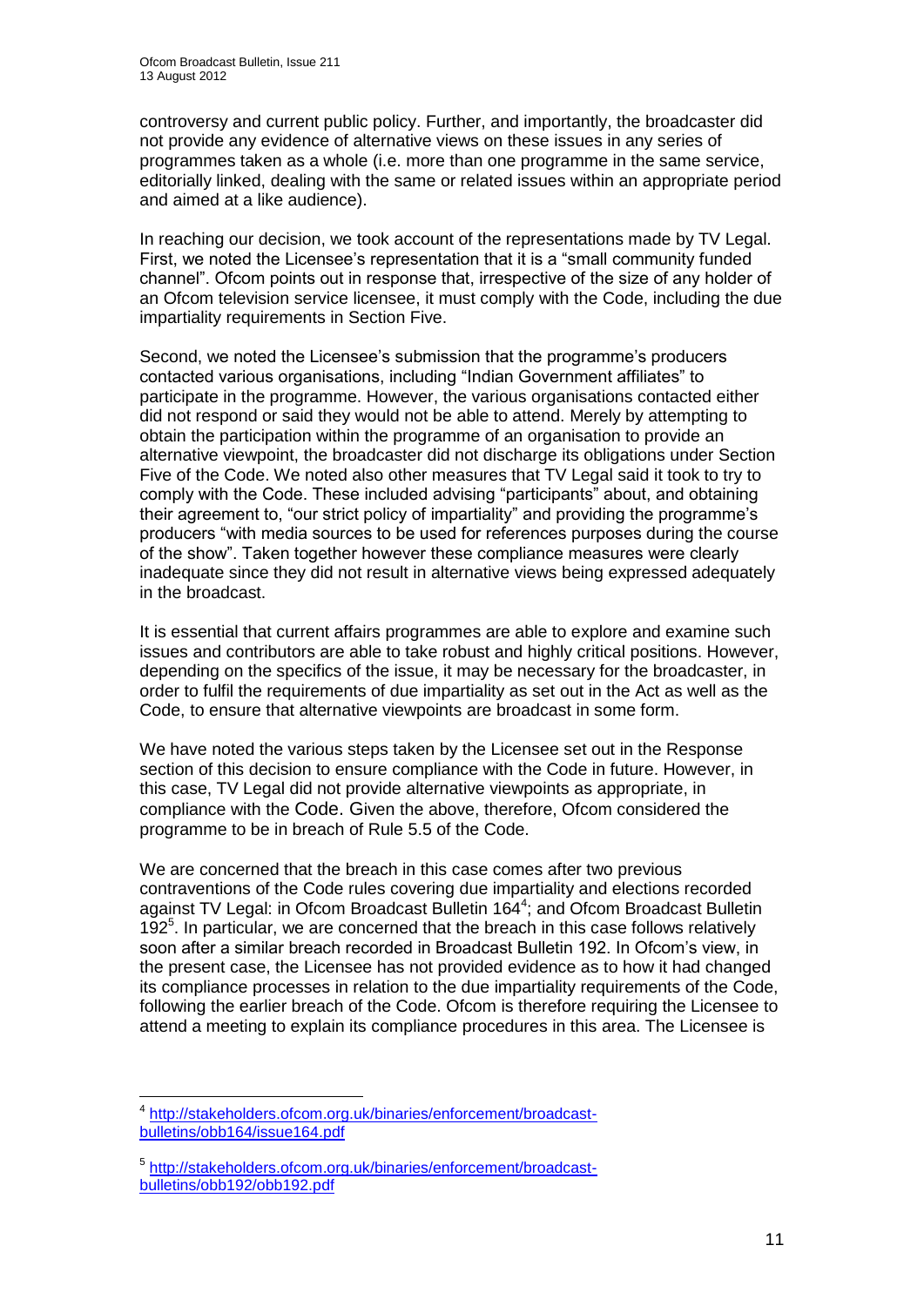controversy and current public policy. Further, and importantly, the broadcaster did not provide any evidence of alternative views on these issues in any series of programmes taken as a whole (i.e. more than one programme in the same service, editorially linked, dealing with the same or related issues within an appropriate period and aimed at a like audience).

In reaching our decision, we took account of the representations made by TV Legal. First, we noted the Licensee's representation that it is a "small community funded channel". Ofcom points out in response that, irrespective of the size of any holder of an Ofcom television service licensee, it must comply with the Code, including the due impartiality requirements in Section Five.

Second, we noted the Licensee's submission that the programme's producers contacted various organisations, including "Indian Government affiliates" to participate in the programme. However, the various organisations contacted either did not respond or said they would not be able to attend. Merely by attempting to obtain the participation within the programme of an organisation to provide an alternative viewpoint, the broadcaster did not discharge its obligations under Section Five of the Code. We noted also other measures that TV Legal said it took to try to comply with the Code. These included advising "participants" about, and obtaining their agreement to, "our strict policy of impartiality" and providing the programme's producers "with media sources to be used for references purposes during the course of the show". Taken together however these compliance measures were clearly inadequate since they did not result in alternative views being expressed adequately in the broadcast.

It is essential that current affairs programmes are able to explore and examine such issues and contributors are able to take robust and highly critical positions. However, depending on the specifics of the issue, it may be necessary for the broadcaster, in order to fulfil the requirements of due impartiality as set out in the Act as well as the Code, to ensure that alternative viewpoints are broadcast in some form.

We have noted the various steps taken by the Licensee set out in the Response section of this decision to ensure compliance with the Code in future. However, in this case, TV Legal did not provide alternative viewpoints as appropriate, in compliance with the Code. Given the above, therefore, Ofcom considered the programme to be in breach of Rule 5.5 of the Code.

We are concerned that the breach in this case comes after two previous contraventions of the Code rules covering due impartiality and elections recorded against TV Legal: in Ofcom Broadcast Bulletin 164[4]; and Ofcom Broadcast Bulletin 192[5]. In particular, we are concerned that the breach in this case follows relatively soon after a similar breach recorded in Broadcast Bulletin 192. In Ofcom's view, in the present case, the Licensee has not provided evidence as to how it had changed its compliance processes in relation to the due impartiality requirements of the Code, following the earlier breach of the Code. Ofcom is therefore requiring the Licensee to attend a meeting to explain its compliance procedures in this area. The Licensee is

[4] http://stakeholders.ofcom.org.uk/binaries/enforcement/broadcast-bulletins/obb164/issue164.pdf

[5] http://stakeholders.ofcom.org.uk/binaries/enforcement/broadcast-bulletins/obb192/obb192.pdf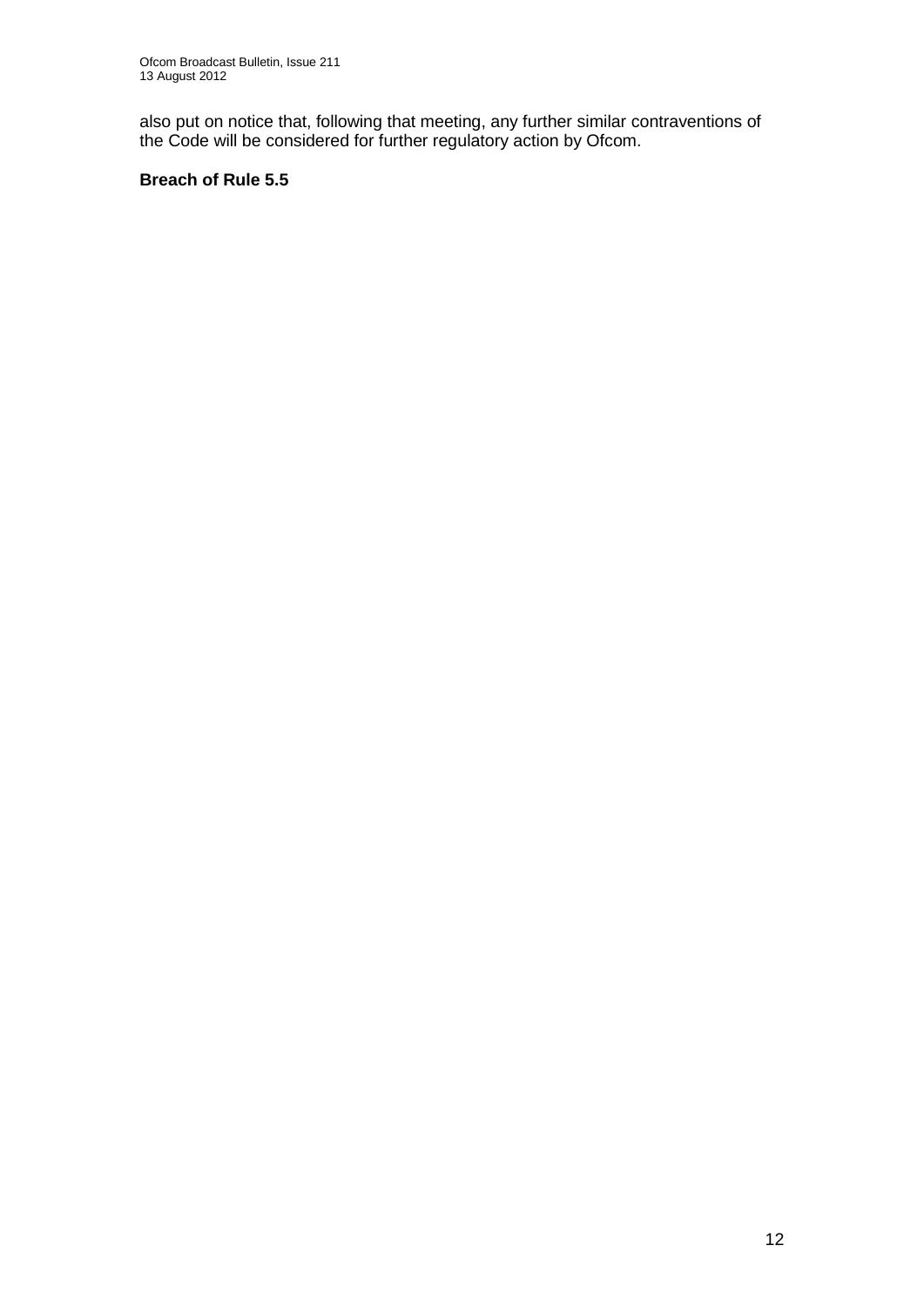also put on notice that, following that meeting, any further similar contraventions of the Code will be considered for further regulatory action by Ofcom.

**Breach of Rule 5.5**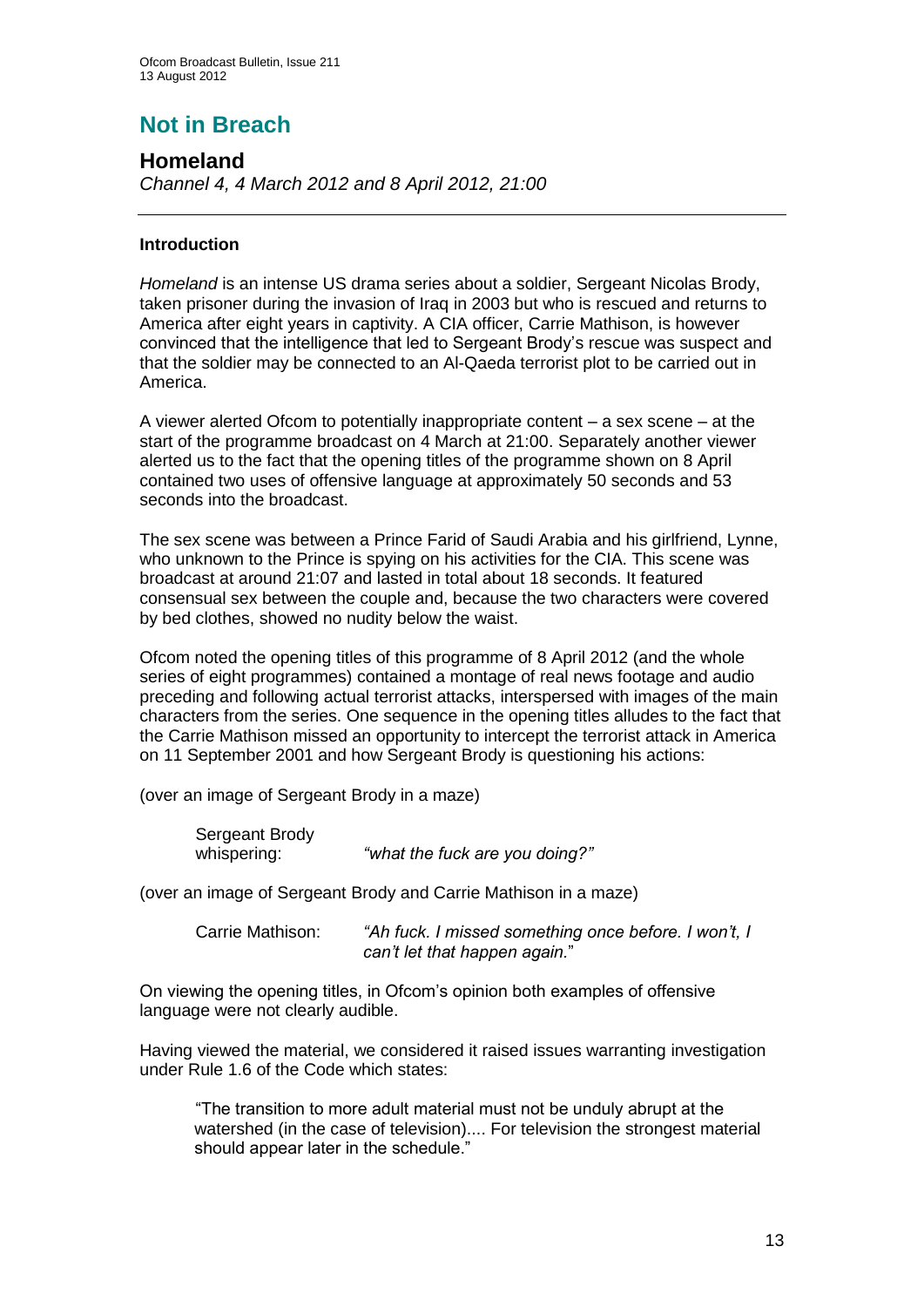## Not in Breach

### Homeland

*Channel 4, 4 March 2012 and 8 April 2012, 21:00*

---

#### Introduction

*Homeland* is an intense US drama series about a soldier, Sergeant Nicolas Brody, taken prisoner during the invasion of Iraq in 2003 but who is rescued and returns to America after eight years in captivity. A CIA officer, Carrie Mathison, is however convinced that the intelligence that led to Sergeant Brody's rescue was suspect and that the soldier may be connected to an Al-Qaeda terrorist plot to be carried out in America.

A viewer alerted Ofcom to potentially inappropriate content – a sex scene – at the start of the programme broadcast on 4 March at 21:00. Separately another viewer alerted us to the fact that the opening titles of the programme shown on 8 April contained two uses of offensive language at approximately 50 seconds and 53 seconds into the broadcast.

The sex scene was between a Prince Farid of Saudi Arabia and his girlfriend, Lynne, who unknown to the Prince is spying on his activities for the CIA. This scene was broadcast at around 21:07 and lasted in total about 18 seconds. It featured consensual sex between the couple and, because the two characters were covered by bed clothes, showed no nudity below the waist.

Ofcom noted the opening titles of this programme of 8 April 2012 (and the whole series of eight programmes) contained a montage of real news footage and audio preceding and following actual terrorist attacks, interspersed with images of the main characters from the series. One sequence in the opening titles alludes to the fact that the Carrie Mathison missed an opportunity to intercept the terrorist attack in America on 11 September 2001 and how Sergeant Brody is questioning his actions:

(over an image of Sergeant Brody in a maze)

> Sergeant Brody whispering: *"what the fuck are you doing?"*

(over an image of Sergeant Brody and Carrie Mathison in a maze)

> Carrie Mathison: *"Ah fuck. I missed something once before. I won't, I can't let that happen again.*"

On viewing the opening titles, in Ofcom's opinion both examples of offensive language were not clearly audible.

Having viewed the material, we considered it raised issues warranting investigation under Rule 1.6 of the Code which states:

> "The transition to more adult material must not be unduly abrupt at the watershed (in the case of television).... For television the strongest material should appear later in the schedule."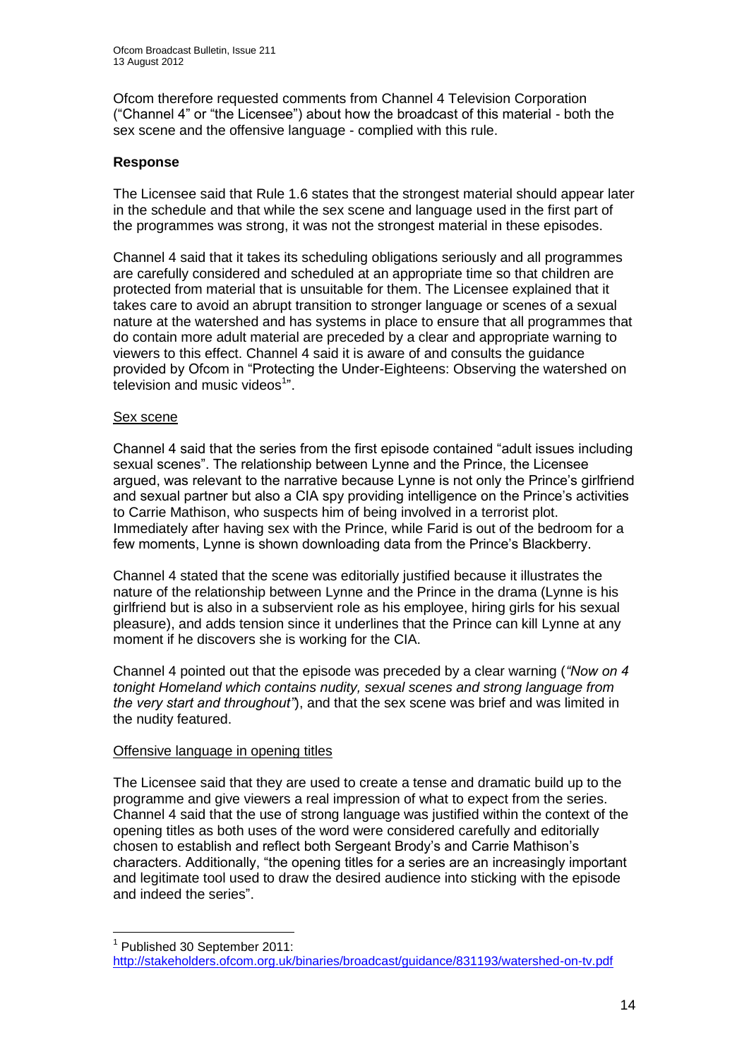Ofcom therefore requested comments from Channel 4 Television Corporation ("Channel 4" or "the Licensee") about how the broadcast of this material - both the sex scene and the offensive language - complied with this rule.

### Response

The Licensee said that Rule 1.6 states that the strongest material should appear later in the schedule and that while the sex scene and language used in the first part of the programmes was strong, it was not the strongest material in these episodes.

Channel 4 said that it takes its scheduling obligations seriously and all programmes are carefully considered and scheduled at an appropriate time so that children are protected from material that is unsuitable for them. The Licensee explained that it takes care to avoid an abrupt transition to stronger language or scenes of a sexual nature at the watershed and has systems in place to ensure that all programmes that do contain more adult material are preceded by a clear and appropriate warning to viewers to this effect. Channel 4 said it is aware of and consults the guidance provided by Ofcom in "Protecting the Under-Eighteens: Observing the watershed on television and music videos[1]".

Sex scene

Channel 4 said that the series from the first episode contained "adult issues including sexual scenes". The relationship between Lynne and the Prince, the Licensee argued, was relevant to the narrative because Lynne is not only the Prince's girlfriend and sexual partner but also a CIA spy providing intelligence on the Prince's activities to Carrie Mathison, who suspects him of being involved in a terrorist plot. Immediately after having sex with the Prince, while Farid is out of the bedroom for a few moments, Lynne is shown downloading data from the Prince's Blackberry.

Channel 4 stated that the scene was editorially justified because it illustrates the nature of the relationship between Lynne and the Prince in the drama (Lynne is his girlfriend but is also in a subservient role as his employee, hiring girls for his sexual pleasure), and adds tension since it underlines that the Prince can kill Lynne at any moment if he discovers she is working for the CIA.

Channel 4 pointed out that the episode was preceded by a clear warning (*"Now on 4 tonight Homeland which contains nudity, sexual scenes and strong language from the very start and throughout"*), and that the sex scene was brief and was limited in the nudity featured.

Offensive language in opening titles

The Licensee said that they are used to create a tense and dramatic build up to the programme and give viewers a real impression of what to expect from the series. Channel 4 said that the use of strong language was justified within the context of the opening titles as both uses of the word were considered carefully and editorially chosen to establish and reflect both Sergeant Brody's and Carrie Mathison's characters. Additionally, "the opening titles for a series are an increasingly important and legitimate tool used to draw the desired audience into sticking with the episode and indeed the series".

---

[1] Published 30 September 2011:
http://stakeholders.ofcom.org.uk/binaries/broadcast/guidance/831193/watershed-on-tv.pdf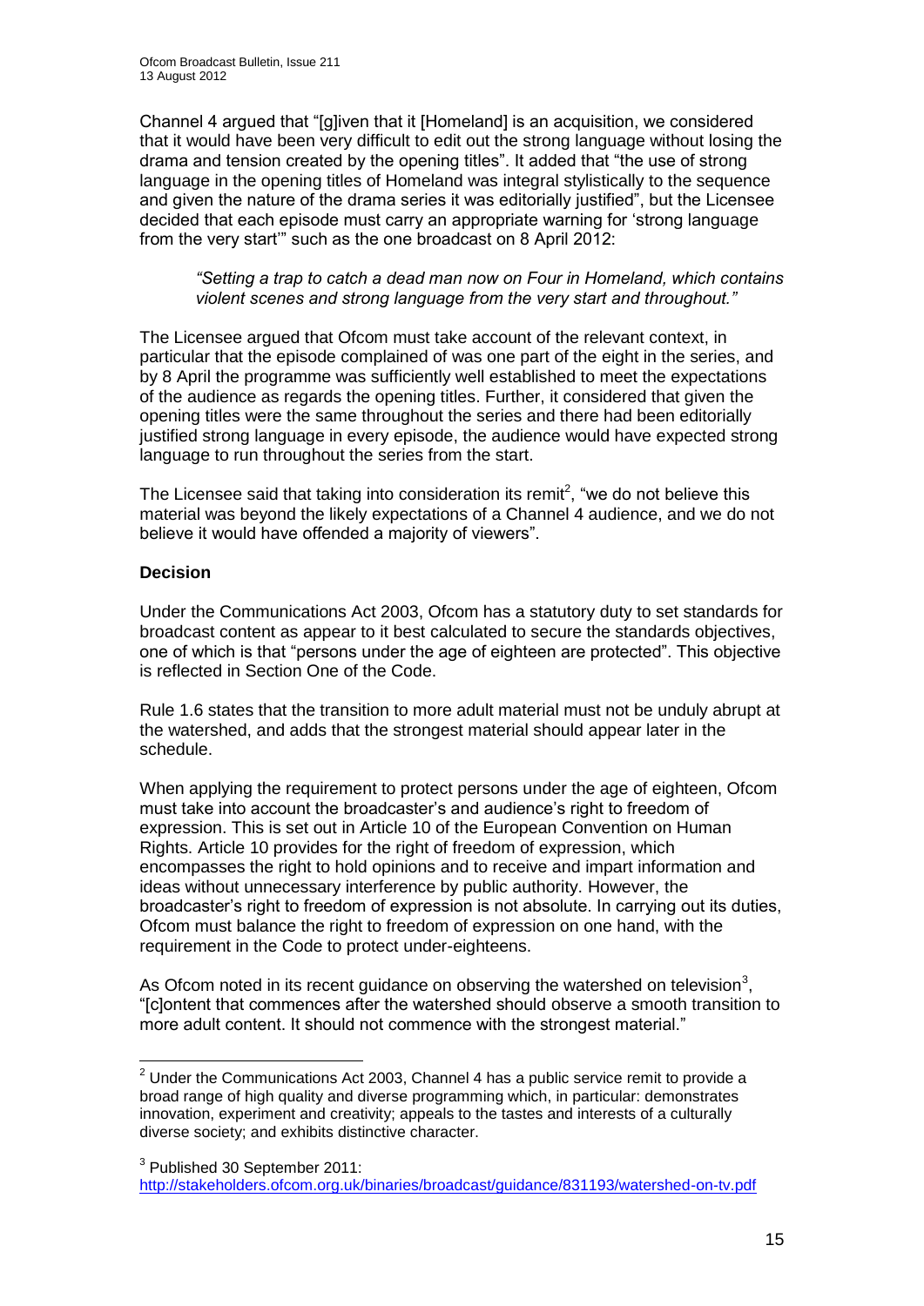Channel 4 argued that "[g]iven that it [Homeland] is an acquisition, we considered that it would have been very difficult to edit out the strong language without losing the drama and tension created by the opening titles". It added that "the use of strong language in the opening titles of Homeland was integral stylistically to the sequence and given the nature of the drama series it was editorially justified", but the Licensee decided that each episode must carry an appropriate warning for 'strong language from the very start'" such as the one broadcast on 8 April 2012:

> *"Setting a trap to catch a dead man now on Four in Homeland, which contains violent scenes and strong language from the very start and throughout."*

The Licensee argued that Ofcom must take account of the relevant context, in particular that the episode complained of was one part of the eight in the series, and by 8 April the programme was sufficiently well established to meet the expectations of the audience as regards the opening titles. Further, it considered that given the opening titles were the same throughout the series and there had been editorially justified strong language in every episode, the audience would have expected strong language to run throughout the series from the start.

The Licensee said that taking into consideration its remit[2], "we do not believe this material was beyond the likely expectations of a Channel 4 audience, and we do not believe it would have offended a majority of viewers".

**Decision**

Under the Communications Act 2003, Ofcom has a statutory duty to set standards for broadcast content as appear to it best calculated to secure the standards objectives, one of which is that "persons under the age of eighteen are protected". This objective is reflected in Section One of the Code.

Rule 1.6 states that the transition to more adult material must not be unduly abrupt at the watershed, and adds that the strongest material should appear later in the schedule.

When applying the requirement to protect persons under the age of eighteen, Ofcom must take into account the broadcaster's and audience's right to freedom of expression. This is set out in Article 10 of the European Convention on Human Rights. Article 10 provides for the right of freedom of expression, which encompasses the right to hold opinions and to receive and impart information and ideas without unnecessary interference by public authority. However, the broadcaster's right to freedom of expression is not absolute. In carrying out its duties, Ofcom must balance the right to freedom of expression on one hand, with the requirement in the Code to protect under-eighteens.

As Ofcom noted in its recent guidance on observing the watershed on television[3], "[c]ontent that commences after the watershed should observe a smooth transition to more adult content. It should not commence with the strongest material."

---

[2] Under the Communications Act 2003, Channel 4 has a public service remit to provide a broad range of high quality and diverse programming which, in particular: demonstrates innovation, experiment and creativity; appeals to the tastes and interests of a culturally diverse society; and exhibits distinctive character.

[3] Published 30 September 2011: http://stakeholders.ofcom.org.uk/binaries/broadcast/guidance/831193/watershed-on-tv.pdf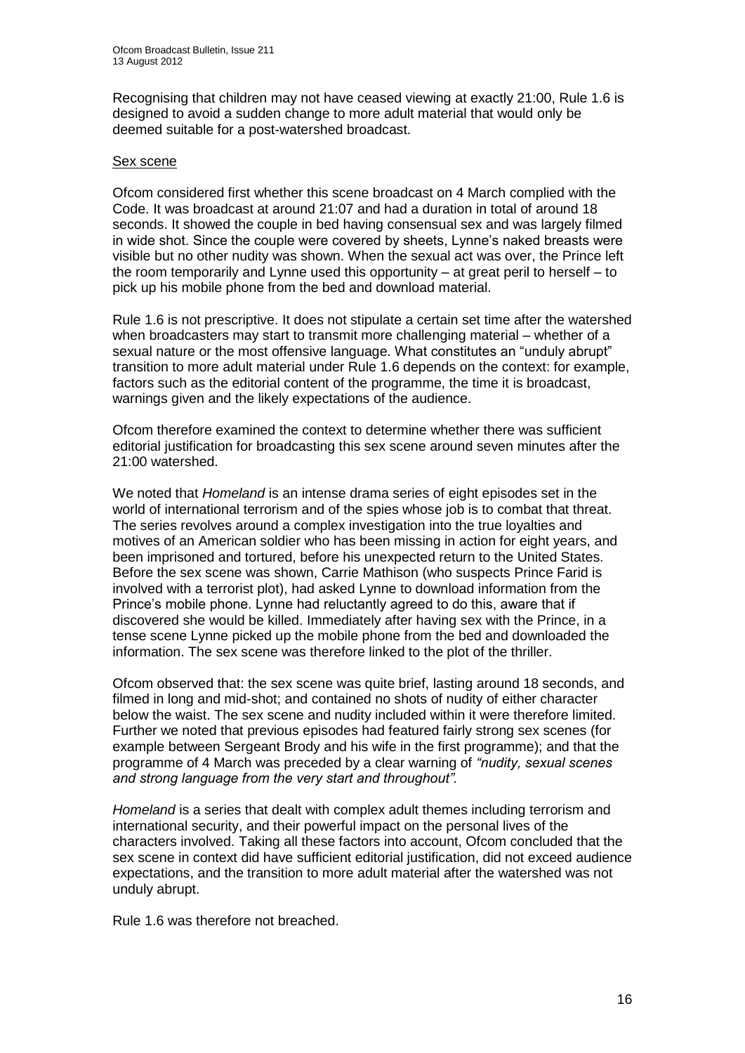Recognising that children may not have ceased viewing at exactly 21:00, Rule 1.6 is designed to avoid a sudden change to more adult material that would only be deemed suitable for a post-watershed broadcast.

### Sex scene

Ofcom considered first whether this scene broadcast on 4 March complied with the Code. It was broadcast at around 21:07 and had a duration in total of around 18 seconds. It showed the couple in bed having consensual sex and was largely filmed in wide shot. Since the couple were covered by sheets, Lynne's naked breasts were visible but no other nudity was shown. When the sexual act was over, the Prince left the room temporarily and Lynne used this opportunity – at great peril to herself – to pick up his mobile phone from the bed and download material.

Rule 1.6 is not prescriptive. It does not stipulate a certain set time after the watershed when broadcasters may start to transmit more challenging material – whether of a sexual nature or the most offensive language. What constitutes an "unduly abrupt" transition to more adult material under Rule 1.6 depends on the context: for example, factors such as the editorial content of the programme, the time it is broadcast, warnings given and the likely expectations of the audience.

Ofcom therefore examined the context to determine whether there was sufficient editorial justification for broadcasting this sex scene around seven minutes after the 21:00 watershed.

We noted that *Homeland* is an intense drama series of eight episodes set in the world of international terrorism and of the spies whose job is to combat that threat. The series revolves around a complex investigation into the true loyalties and motives of an American soldier who has been missing in action for eight years, and been imprisoned and tortured, before his unexpected return to the United States. Before the sex scene was shown, Carrie Mathison (who suspects Prince Farid is involved with a terrorist plot), had asked Lynne to download information from the Prince's mobile phone. Lynne had reluctantly agreed to do this, aware that if discovered she would be killed. Immediately after having sex with the Prince, in a tense scene Lynne picked up the mobile phone from the bed and downloaded the information. The sex scene was therefore linked to the plot of the thriller.

Ofcom observed that: the sex scene was quite brief, lasting around 18 seconds, and filmed in long and mid-shot; and contained no shots of nudity of either character below the waist. The sex scene and nudity included within it were therefore limited. Further we noted that previous episodes had featured fairly strong sex scenes (for example between Sergeant Brody and his wife in the first programme); and that the programme of 4 March was preceded by a clear warning of *"nudity, sexual scenes and strong language from the very start and throughout".*

*Homeland* is a series that dealt with complex adult themes including terrorism and international security, and their powerful impact on the personal lives of the characters involved. Taking all these factors into account, Ofcom concluded that the sex scene in context did have sufficient editorial justification, did not exceed audience expectations, and the transition to more adult material after the watershed was not unduly abrupt.

Rule 1.6 was therefore not breached.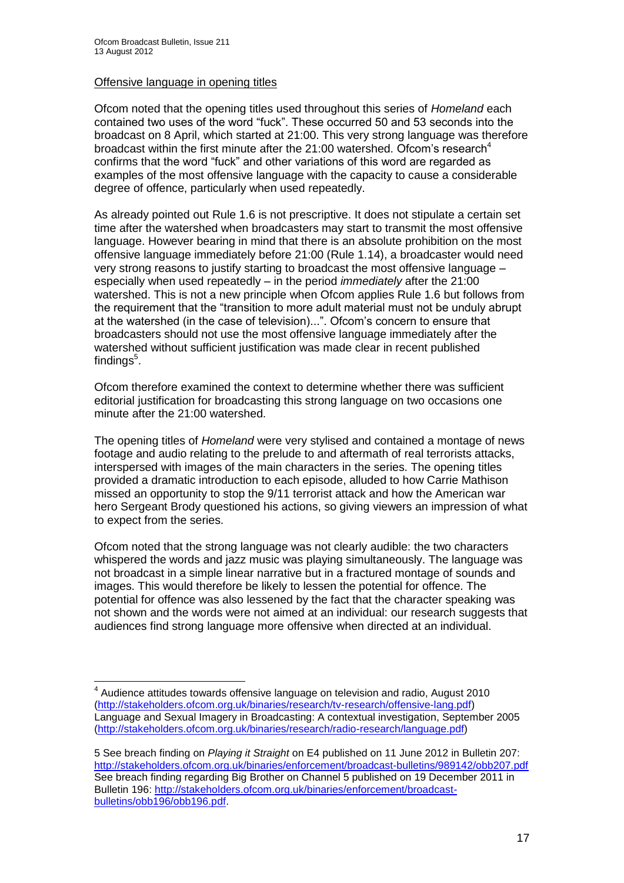Offensive language in opening titles

Ofcom noted that the opening titles used throughout this series of *Homeland* each contained two uses of the word "fuck". These occurred 50 and 53 seconds into the broadcast on 8 April, which started at 21:00. This very strong language was therefore broadcast within the first minute after the 21:00 watershed. Ofcom's research[4] confirms that the word "fuck" and other variations of this word are regarded as examples of the most offensive language with the capacity to cause a considerable degree of offence, particularly when used repeatedly.

As already pointed out Rule 1.6 is not prescriptive. It does not stipulate a certain set time after the watershed when broadcasters may start to transmit the most offensive language. However bearing in mind that there is an absolute prohibition on the most offensive language immediately before 21:00 (Rule 1.14), a broadcaster would need very strong reasons to justify starting to broadcast the most offensive language – especially when used repeatedly – in the period *immediately* after the 21:00 watershed. This is not a new principle when Ofcom applies Rule 1.6 but follows from the requirement that the "transition to more adult material must not be unduly abrupt at the watershed (in the case of television)...". Ofcom's concern to ensure that broadcasters should not use the most offensive language immediately after the watershed without sufficient justification was made clear in recent published findings[5].

Ofcom therefore examined the context to determine whether there was sufficient editorial justification for broadcasting this strong language on two occasions one minute after the 21:00 watershed.

The opening titles of *Homeland* were very stylised and contained a montage of news footage and audio relating to the prelude to and aftermath of real terrorists attacks, interspersed with images of the main characters in the series. The opening titles provided a dramatic introduction to each episode, alluded to how Carrie Mathison missed an opportunity to stop the 9/11 terrorist attack and how the American war hero Sergeant Brody questioned his actions, so giving viewers an impression of what to expect from the series.

Ofcom noted that the strong language was not clearly audible: the two characters whispered the words and jazz music was playing simultaneously. The language was not broadcast in a simple linear narrative but in a fractured montage of sounds and images. This would therefore be likely to lessen the potential for offence. The potential for offence was also lessened by the fact that the character speaking was not shown and the words were not aimed at an individual: our research suggests that audiences find strong language more offensive when directed at an individual.

---

[4] Audience attitudes towards offensive language on television and radio, August 2010 (http://stakeholders.ofcom.org.uk/binaries/research/tv-research/offensive-lang.pdf)
Language and Sexual Imagery in Broadcasting: A contextual investigation, September 2005 (http://stakeholders.ofcom.org.uk/binaries/research/radio-research/language.pdf)

5 See breach finding on *Playing it Straight* on E4 published on 11 June 2012 in Bulletin 207: http://stakeholders.ofcom.org.uk/binaries/enforcement/broadcast-bulletins/989142/obb207.pdf
See breach finding regarding Big Brother on Channel 5 published on 19 December 2011 in Bulletin 196: http://stakeholders.ofcom.org.uk/binaries/enforcement/broadcast-bulletins/obb196/obb196.pdf.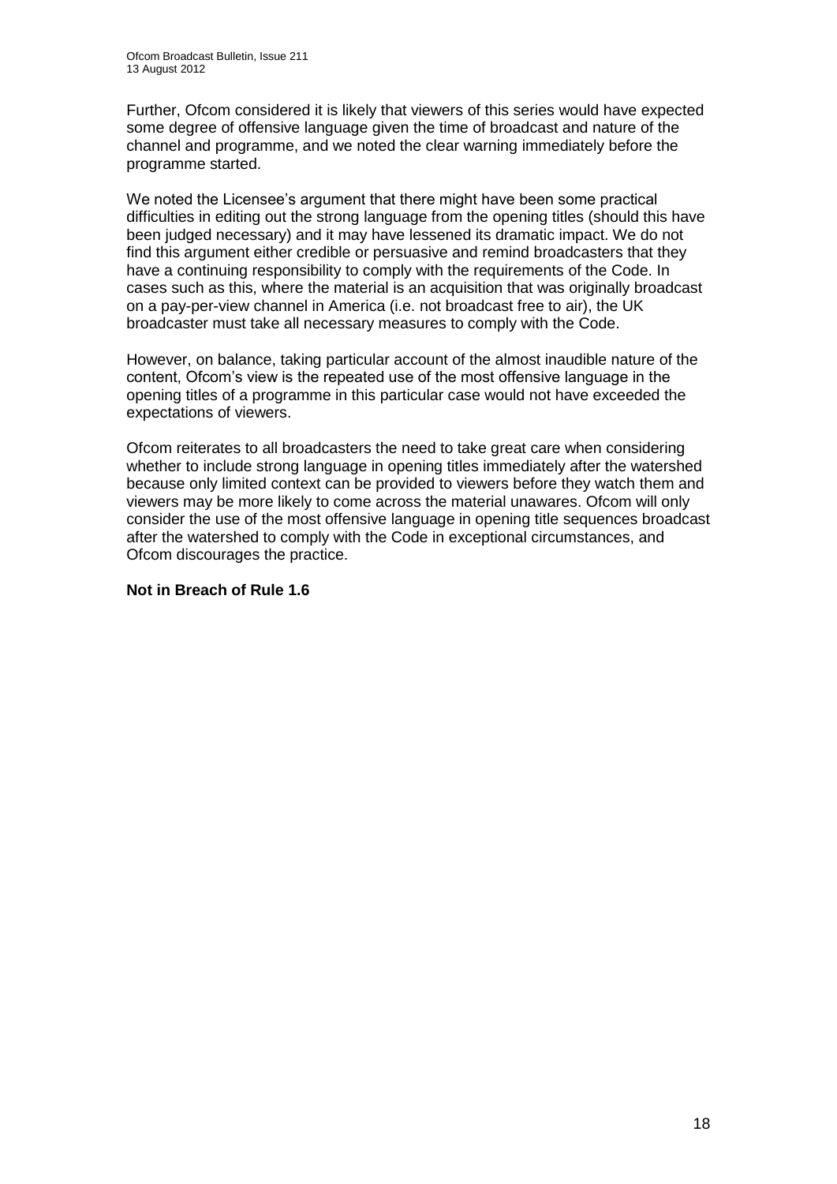Further, Ofcom considered it is likely that viewers of this series would have expected some degree of offensive language given the time of broadcast and nature of the channel and programme, and we noted the clear warning immediately before the programme started.

We noted the Licensee's argument that there might have been some practical difficulties in editing out the strong language from the opening titles (should this have been judged necessary) and it may have lessened its dramatic impact. We do not find this argument either credible or persuasive and remind broadcasters that they have a continuing responsibility to comply with the requirements of the Code. In cases such as this, where the material is an acquisition that was originally broadcast on a pay-per-view channel in America (i.e. not broadcast free to air), the UK broadcaster must take all necessary measures to comply with the Code.

However, on balance, taking particular account of the almost inaudible nature of the content, Ofcom's view is the repeated use of the most offensive language in the opening titles of a programme in this particular case would not have exceeded the expectations of viewers.

Ofcom reiterates to all broadcasters the need to take great care when considering whether to include strong language in opening titles immediately after the watershed because only limited context can be provided to viewers before they watch them and viewers may be more likely to come across the material unawares. Ofcom will only consider the use of the most offensive language in opening title sequences broadcast after the watershed to comply with the Code in exceptional circumstances, and Ofcom discourages the practice.

**Not in Breach of Rule 1.6**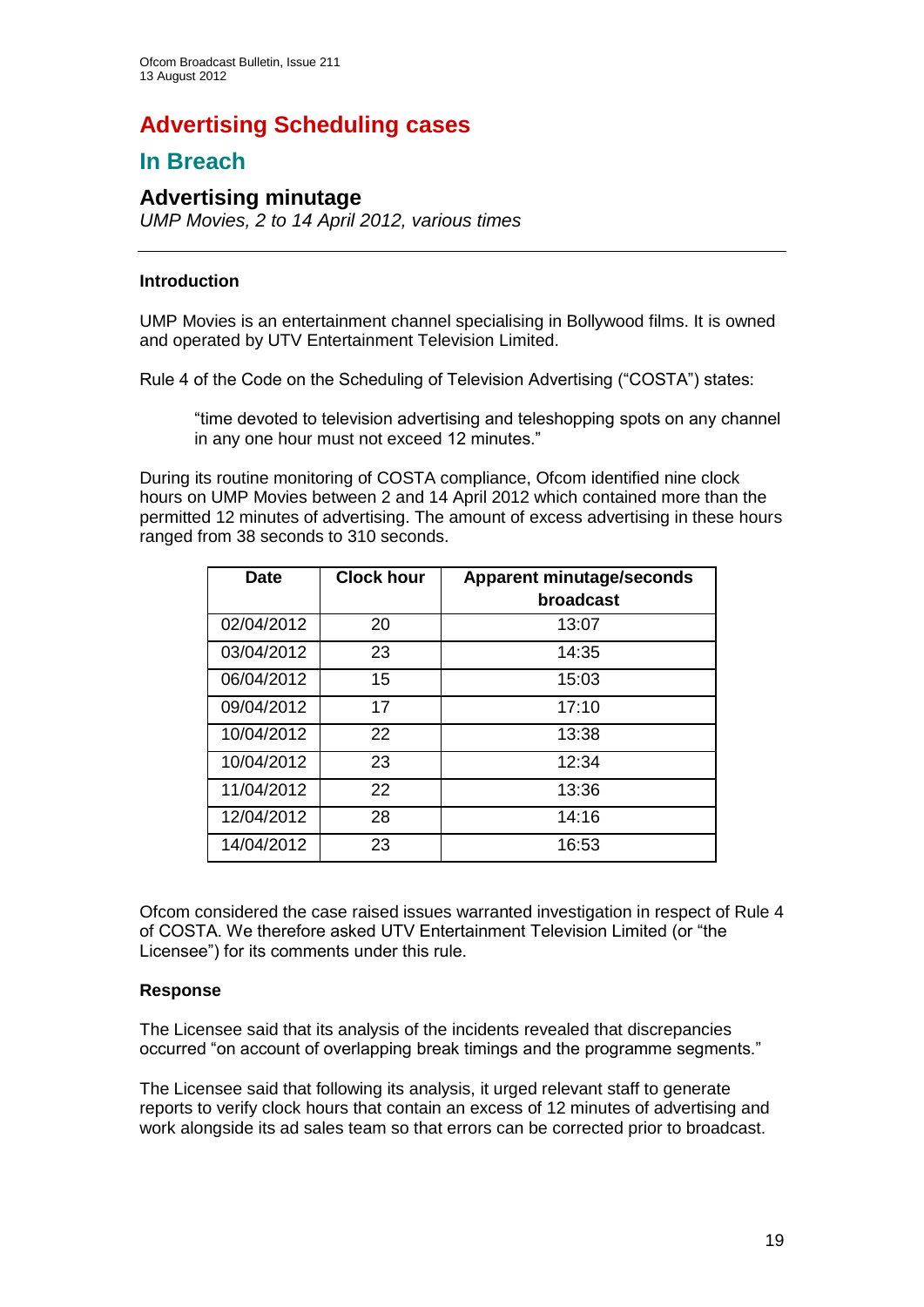# Advertising Scheduling cases

## In Breach

### Advertising minutage

*UMP Movies, 2 to 14 April 2012, various times*

---

**Introduction**

UMP Movies is an entertainment channel specialising in Bollywood films. It is owned and operated by UTV Entertainment Television Limited.

Rule 4 of the Code on the Scheduling of Television Advertising ("COSTA") states:

> "time devoted to television advertising and teleshopping spots on any channel in any one hour must not exceed 12 minutes."

During its routine monitoring of COSTA compliance, Ofcom identified nine clock hours on UMP Movies between 2 and 14 April 2012 which contained more than the permitted 12 minutes of advertising. The amount of excess advertising in these hours ranged from 38 seconds to 310 seconds.

| Date | Clock hour | Apparent minutage/seconds broadcast |
|---|---|---|
| 02/04/2012 | 20 | 13:07 |
| 03/04/2012 | 23 | 14:35 |
| 06/04/2012 | 15 | 15:03 |
| 09/04/2012 | 17 | 17:10 |
| 10/04/2012 | 22 | 13:38 |
| 10/04/2012 | 23 | 12:34 |
| 11/04/2012 | 22 | 13:36 |
| 12/04/2012 | 28 | 14:16 |
| 14/04/2012 | 23 | 16:53 |

Ofcom considered the case raised issues warranted investigation in respect of Rule 4 of COSTA. We therefore asked UTV Entertainment Television Limited (or "the Licensee") for its comments under this rule.

**Response**

The Licensee said that its analysis of the incidents revealed that discrepancies occurred "on account of overlapping break timings and the programme segments."

The Licensee said that following its analysis, it urged relevant staff to generate reports to verify clock hours that contain an excess of 12 minutes of advertising and work alongside its ad sales team so that errors can be corrected prior to broadcast.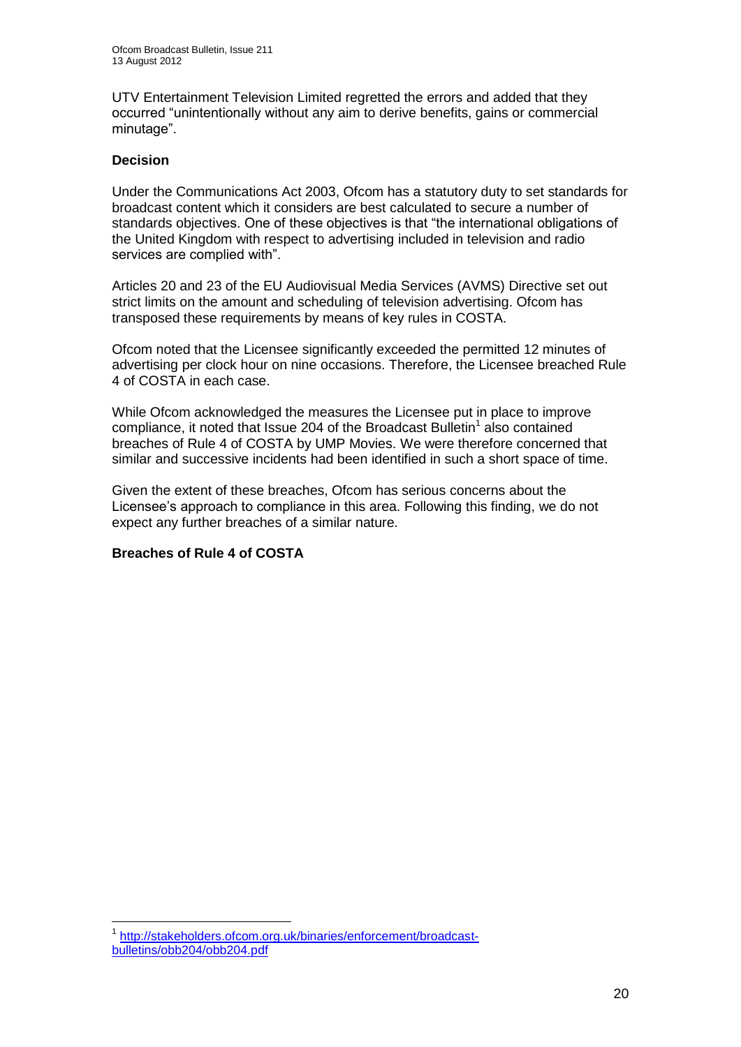UTV Entertainment Television Limited regretted the errors and added that they occurred "unintentionally without any aim to derive benefits, gains or commercial minutage".

**Decision**

Under the Communications Act 2003, Ofcom has a statutory duty to set standards for broadcast content which it considers are best calculated to secure a number of standards objectives. One of these objectives is that "the international obligations of the United Kingdom with respect to advertising included in television and radio services are complied with".

Articles 20 and 23 of the EU Audiovisual Media Services (AVMS) Directive set out strict limits on the amount and scheduling of television advertising. Ofcom has transposed these requirements by means of key rules in COSTA.

Ofcom noted that the Licensee significantly exceeded the permitted 12 minutes of advertising per clock hour on nine occasions. Therefore, the Licensee breached Rule 4 of COSTA in each case.

While Ofcom acknowledged the measures the Licensee put in place to improve compliance, it noted that Issue 204 of the Broadcast Bulletin[1] also contained breaches of Rule 4 of COSTA by UMP Movies. We were therefore concerned that similar and successive incidents had been identified in such a short space of time.

Given the extent of these breaches, Ofcom has serious concerns about the Licensee's approach to compliance in this area. Following this finding, we do not expect any further breaches of a similar nature.

**Breaches of Rule 4 of COSTA**

[1] http://stakeholders.ofcom.org.uk/binaries/enforcement/broadcast-bulletins/obb204/obb204.pdf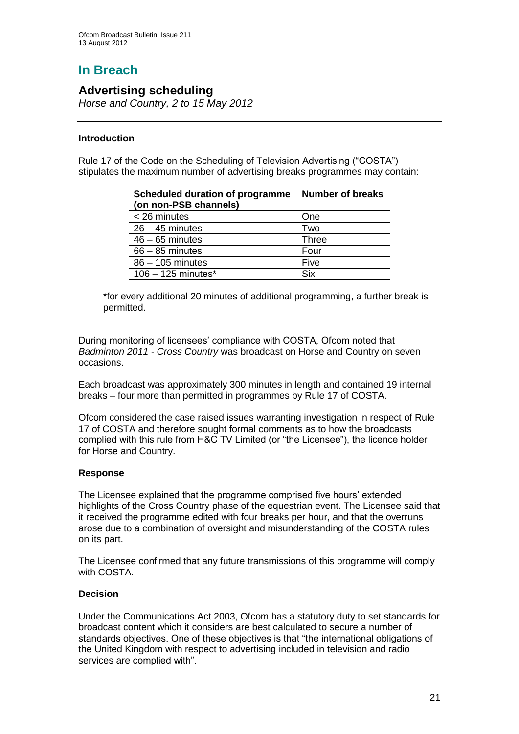# In Breach

## Advertising scheduling

*Horse and Country, 2 to 15 May 2012*

---

### Introduction

Rule 17 of the Code on the Scheduling of Television Advertising ("COSTA") stipulates the maximum number of advertising breaks programmes may contain:

| Scheduled duration of programme (on non-PSB channels) | Number of breaks |
|---|---|
| < 26 minutes | One |
| 26 – 45 minutes | Two |
| 46 – 65 minutes | Three |
| 66 – 85 minutes | Four |
| 86 – 105 minutes | Five |
| 106 – 125 minutes* | Six |

*for every additional 20 minutes of additional programming, a further break is permitted.

During monitoring of licensees' compliance with COSTA, Ofcom noted that *Badminton 2011 - Cross Country* was broadcast on Horse and Country on seven occasions.

Each broadcast was approximately 300 minutes in length and contained 19 internal breaks – four more than permitted in programmes by Rule 17 of COSTA.

Ofcom considered the case raised issues warranting investigation in respect of Rule 17 of COSTA and therefore sought formal comments as to how the broadcasts complied with this rule from H&C TV Limited (or "the Licensee"), the licence holder for Horse and Country.

### Response

The Licensee explained that the programme comprised five hours' extended highlights of the Cross Country phase of the equestrian event. The Licensee said that it received the programme edited with four breaks per hour, and that the overruns arose due to a combination of oversight and misunderstanding of the COSTA rules on its part.

The Licensee confirmed that any future transmissions of this programme will comply with COSTA.

### Decision

Under the Communications Act 2003, Ofcom has a statutory duty to set standards for broadcast content which it considers are best calculated to secure a number of standards objectives. One of these objectives is that "the international obligations of the United Kingdom with respect to advertising included in television and radio services are complied with".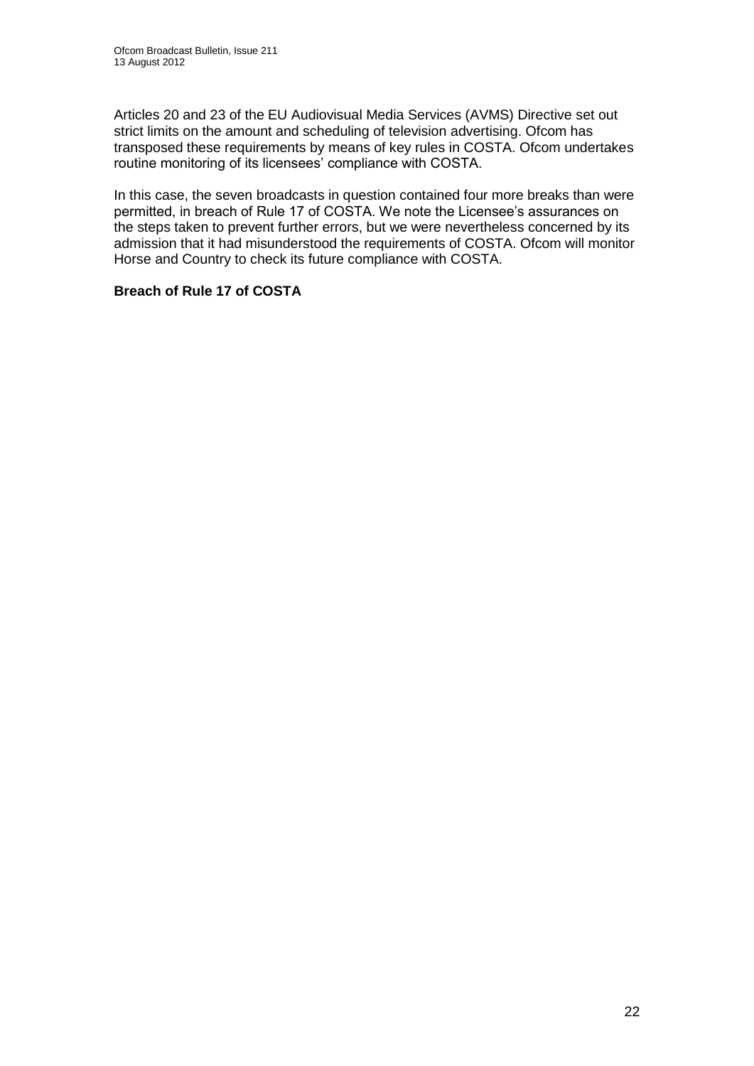Articles 20 and 23 of the EU Audiovisual Media Services (AVMS) Directive set out strict limits on the amount and scheduling of television advertising. Ofcom has transposed these requirements by means of key rules in COSTA. Ofcom undertakes routine monitoring of its licensees' compliance with COSTA.

In this case, the seven broadcasts in question contained four more breaks than were permitted, in breach of Rule 17 of COSTA. We note the Licensee's assurances on the steps taken to prevent further errors, but we were nevertheless concerned by its admission that it had misunderstood the requirements of COSTA. Ofcom will monitor Horse and Country to check its future compliance with COSTA.

**Breach of Rule 17 of COSTA**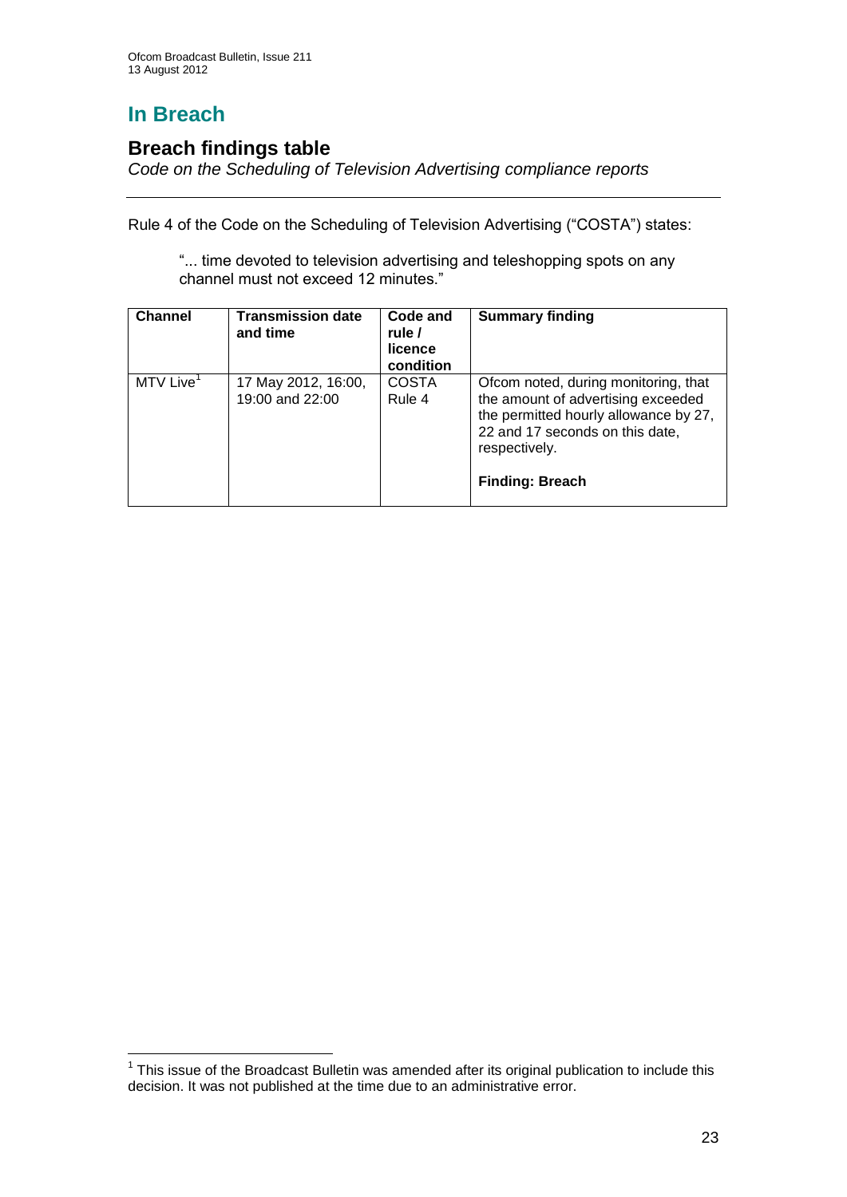# In Breach

## Breach findings table

*Code on the Scheduling of Television Advertising compliance reports*

---

Rule 4 of the Code on the Scheduling of Television Advertising ("COSTA") states:

> "... time devoted to television advertising and teleshopping spots on any channel must not exceed 12 minutes."

| Channel | Transmission date and time | Code and rule / licence condition | Summary finding |
|---|---|---|---|
| MTV Live[1] | 17 May 2012, 16:00, 19:00 and 22:00 | COSTA Rule 4 | Ofcom noted, during monitoring, that the amount of advertising exceeded the permitted hourly allowance by 27, 22 and 17 seconds on this date, respectively.<br><br>**Finding: Breach** |

---

[1] This issue of the Broadcast Bulletin was amended after its original publication to include this decision. It was not published at the time due to an administrative error.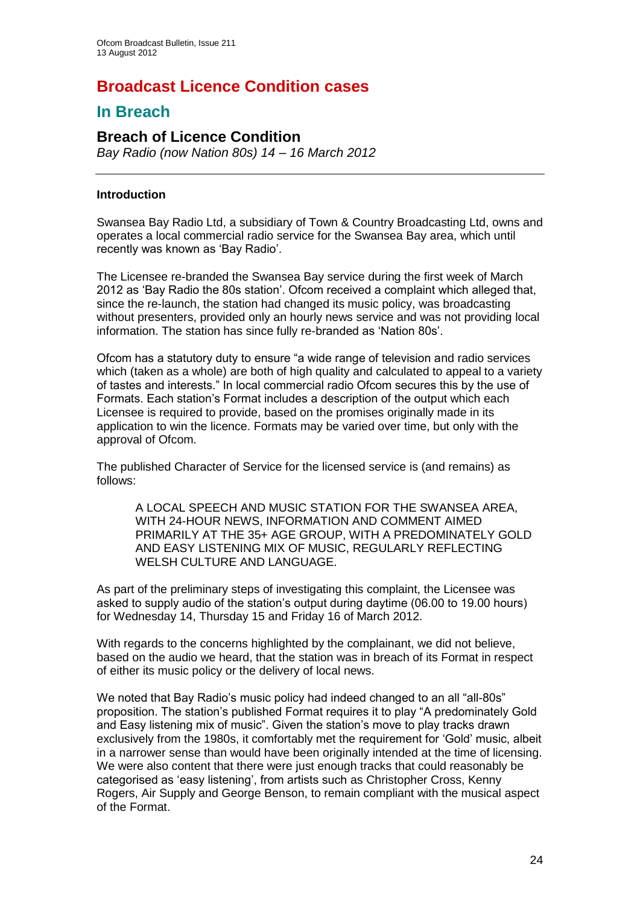# Broadcast Licence Condition cases

## In Breach

### Breach of Licence Condition

*Bay Radio (now Nation 80s) 14 – 16 March 2012*

---

**Introduction**

Swansea Bay Radio Ltd, a subsidiary of Town & Country Broadcasting Ltd, owns and operates a local commercial radio service for the Swansea Bay area, which until recently was known as 'Bay Radio'.

The Licensee re-branded the Swansea Bay service during the first week of March 2012 as 'Bay Radio the 80s station'. Ofcom received a complaint which alleged that, since the re-launch, the station had changed its music policy, was broadcasting without presenters, provided only an hourly news service and was not providing local information. The station has since fully re-branded as 'Nation 80s'.

Ofcom has a statutory duty to ensure "a wide range of television and radio services which (taken as a whole) are both of high quality and calculated to appeal to a variety of tastes and interests." In local commercial radio Ofcom secures this by the use of Formats. Each station's Format includes a description of the output which each Licensee is required to provide, based on the promises originally made in its application to win the licence. Formats may be varied over time, but only with the approval of Ofcom.

The published Character of Service for the licensed service is (and remains) as follows:

> A LOCAL SPEECH AND MUSIC STATION FOR THE SWANSEA AREA, WITH 24-HOUR NEWS, INFORMATION AND COMMENT AIMED PRIMARILY AT THE 35+ AGE GROUP, WITH A PREDOMINATELY GOLD AND EASY LISTENING MIX OF MUSIC, REGULARLY REFLECTING WELSH CULTURE AND LANGUAGE.

As part of the preliminary steps of investigating this complaint, the Licensee was asked to supply audio of the station's output during daytime (06.00 to 19.00 hours) for Wednesday 14, Thursday 15 and Friday 16 of March 2012.

With regards to the concerns highlighted by the complainant, we did not believe, based on the audio we heard, that the station was in breach of its Format in respect of either its music policy or the delivery of local news.

We noted that Bay Radio's music policy had indeed changed to an all "all-80s" proposition. The station's published Format requires it to play "A predominately Gold and Easy listening mix of music". Given the station's move to play tracks drawn exclusively from the 1980s, it comfortably met the requirement for 'Gold' music, albeit in a narrower sense than would have been originally intended at the time of licensing. We were also content that there were just enough tracks that could reasonably be categorised as 'easy listening', from artists such as Christopher Cross, Kenny Rogers, Air Supply and George Benson, to remain compliant with the musical aspect of the Format.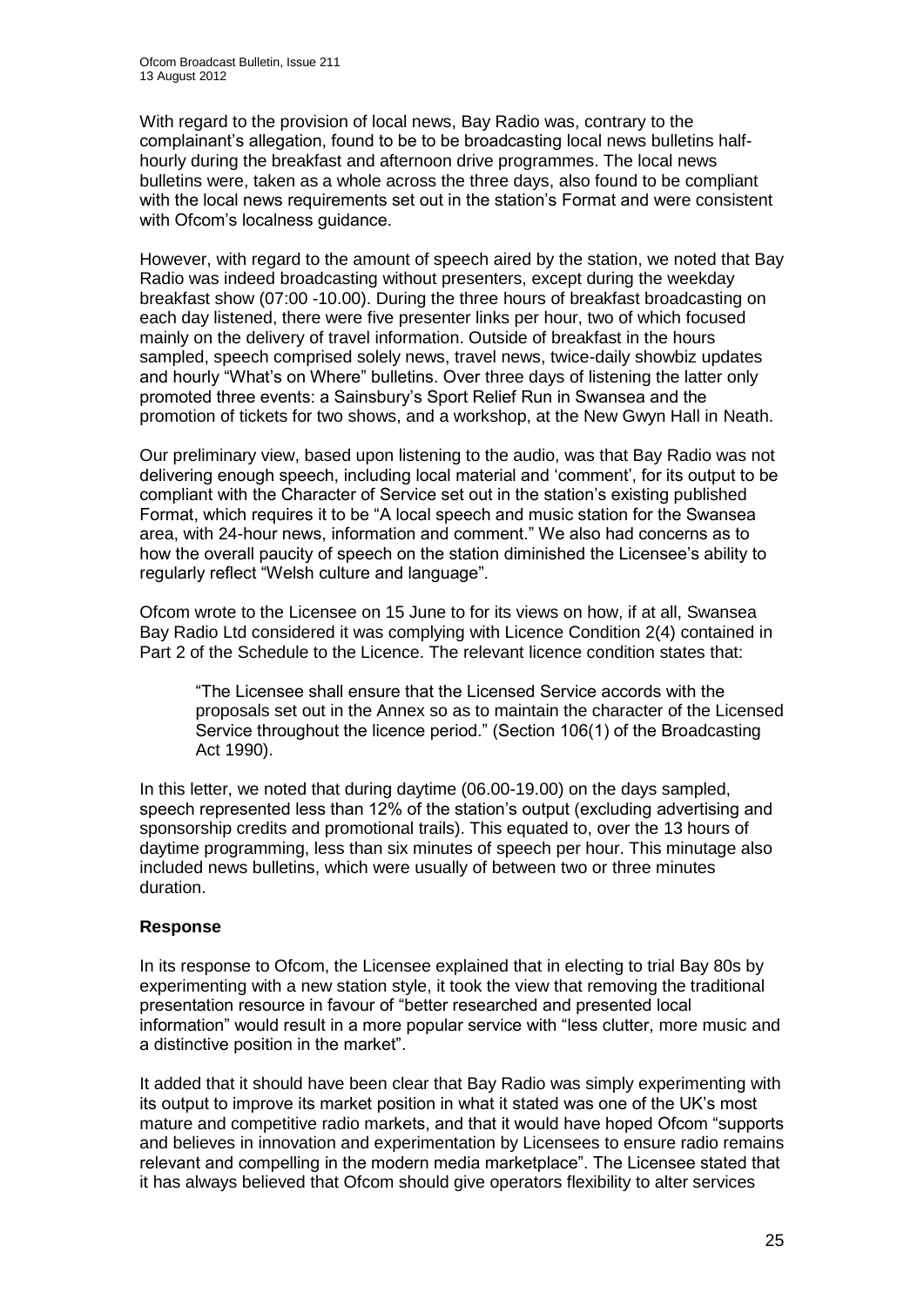With regard to the provision of local news, Bay Radio was, contrary to the complainant's allegation, found to be to be broadcasting local news bulletins half-hourly during the breakfast and afternoon drive programmes. The local news bulletins were, taken as a whole across the three days, also found to be compliant with the local news requirements set out in the station's Format and were consistent with Ofcom's localness guidance.

However, with regard to the amount of speech aired by the station, we noted that Bay Radio was indeed broadcasting without presenters, except during the weekday breakfast show (07:00 -10.00). During the three hours of breakfast broadcasting on each day listened, there were five presenter links per hour, two of which focused mainly on the delivery of travel information. Outside of breakfast in the hours sampled, speech comprised solely news, travel news, twice-daily showbiz updates and hourly "What's on Where" bulletins. Over three days of listening the latter only promoted three events: a Sainsbury's Sport Relief Run in Swansea and the promotion of tickets for two shows, and a workshop, at the New Gwyn Hall in Neath.

Our preliminary view, based upon listening to the audio, was that Bay Radio was not delivering enough speech, including local material and 'comment', for its output to be compliant with the Character of Service set out in the station's existing published Format, which requires it to be "A local speech and music station for the Swansea area, with 24-hour news, information and comment." We also had concerns as to how the overall paucity of speech on the station diminished the Licensee's ability to regularly reflect "Welsh culture and language".

Ofcom wrote to the Licensee on 15 June to for its views on how, if at all, Swansea Bay Radio Ltd considered it was complying with Licence Condition 2(4) contained in Part 2 of the Schedule to the Licence. The relevant licence condition states that:

> "The Licensee shall ensure that the Licensed Service accords with the proposals set out in the Annex so as to maintain the character of the Licensed Service throughout the licence period." (Section 106(1) of the Broadcasting Act 1990).

In this letter, we noted that during daytime (06.00-19.00) on the days sampled, speech represented less than 12% of the station's output (excluding advertising and sponsorship credits and promotional trails). This equated to, over the 13 hours of daytime programming, less than six minutes of speech per hour. This minutage also included news bulletins, which were usually of between two or three minutes duration.

**Response**

In its response to Ofcom, the Licensee explained that in electing to trial Bay 80s by experimenting with a new station style, it took the view that removing the traditional presentation resource in favour of "better researched and presented local information" would result in a more popular service with "less clutter, more music and a distinctive position in the market".

It added that it should have been clear that Bay Radio was simply experimenting with its output to improve its market position in what it stated was one of the UK's most mature and competitive radio markets, and that it would have hoped Ofcom "supports and believes in innovation and experimentation by Licensees to ensure radio remains relevant and compelling in the modern media marketplace". The Licensee stated that it has always believed that Ofcom should give operators flexibility to alter services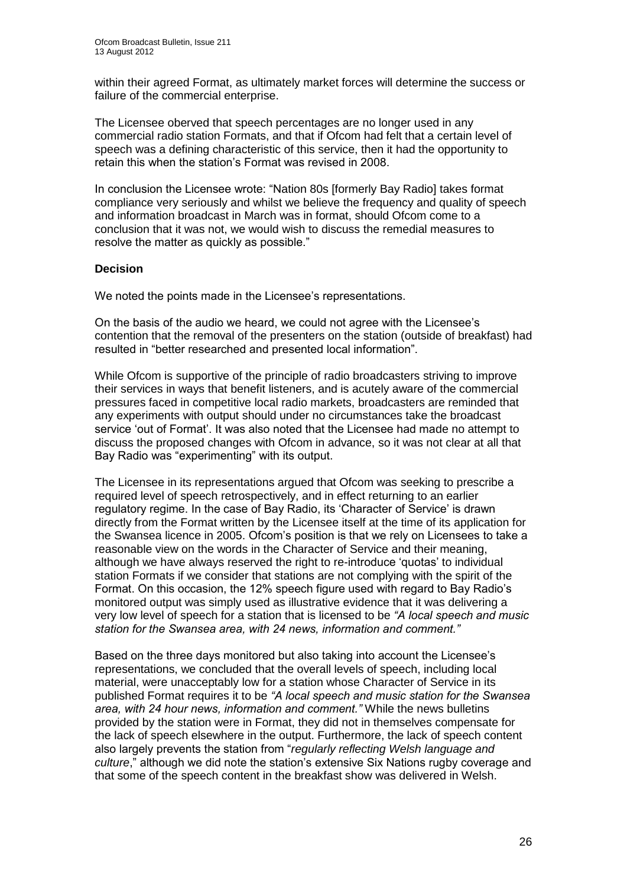within their agreed Format, as ultimately market forces will determine the success or failure of the commercial enterprise.

The Licensee observed that speech percentages are no longer used in any commercial radio station Formats, and that if Ofcom had felt that a certain level of speech was a defining characteristic of this service, then it had the opportunity to retain this when the station's Format was revised in 2008.

In conclusion the Licensee wrote: "Nation 80s [formerly Bay Radio] takes format compliance very seriously and whilst we believe the frequency and quality of speech and information broadcast in March was in format, should Ofcom come to a conclusion that it was not, we would wish to discuss the remedial measures to resolve the matter as quickly as possible."

**Decision**

We noted the points made in the Licensee's representations.

On the basis of the audio we heard, we could not agree with the Licensee's contention that the removal of the presenters on the station (outside of breakfast) had resulted in "better researched and presented local information".

While Ofcom is supportive of the principle of radio broadcasters striving to improve their services in ways that benefit listeners, and is acutely aware of the commercial pressures faced in competitive local radio markets, broadcasters are reminded that any experiments with output should under no circumstances take the broadcast service 'out of Format'. It was also noted that the Licensee had made no attempt to discuss the proposed changes with Ofcom in advance, so it was not clear at all that Bay Radio was "experimenting" with its output.

The Licensee in its representations argued that Ofcom was seeking to prescribe a required level of speech retrospectively, and in effect returning to an earlier regulatory regime. In the case of Bay Radio, its 'Character of Service' is drawn directly from the Format written by the Licensee itself at the time of its application for the Swansea licence in 2005. Ofcom's position is that we rely on Licensees to take a reasonable view on the words in the Character of Service and their meaning, although we have always reserved the right to re-introduce 'quotas' to individual station Formats if we consider that stations are not complying with the spirit of the Format. On this occasion, the 12% speech figure used with regard to Bay Radio's monitored output was simply used as illustrative evidence that it was delivering a very low level of speech for a station that is licensed to be *"A local speech and music station for the Swansea area, with 24 news, information and comment."*

Based on the three days monitored but also taking into account the Licensee's representations, we concluded that the overall levels of speech, including local material, were unacceptably low for a station whose Character of Service in its published Format requires it to be *"A local speech and music station for the Swansea area, with 24 hour news, information and comment."* While the news bulletins provided by the station were in Format, they did not in themselves compensate for the lack of speech elsewhere in the output. Furthermore, the lack of speech content also largely prevents the station from "*regularly reflecting Welsh language and culture*," although we did note the station's extensive Six Nations rugby coverage and that some of the speech content in the breakfast show was delivered in Welsh.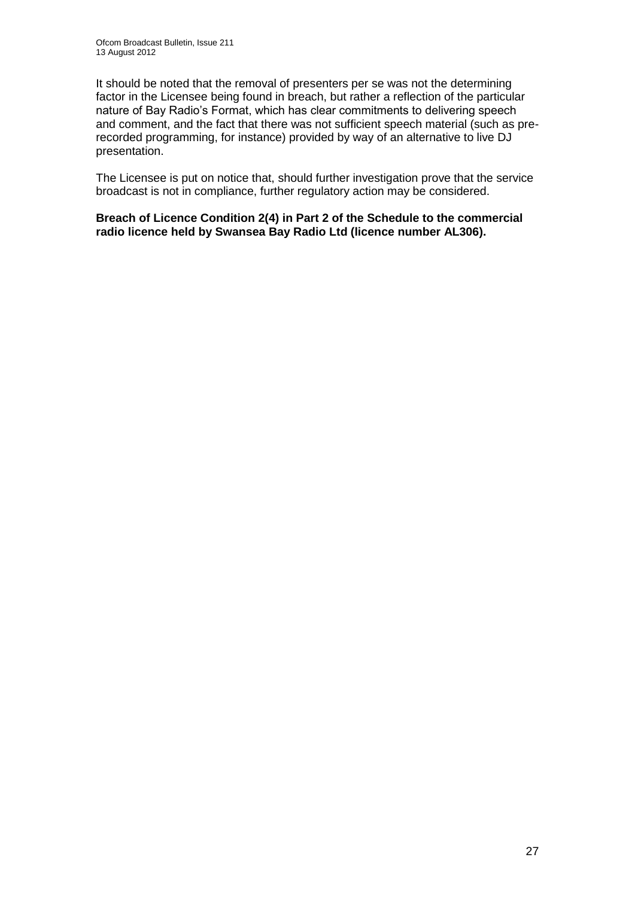It should be noted that the removal of presenters per se was not the determining factor in the Licensee being found in breach, but rather a reflection of the particular nature of Bay Radio's Format, which has clear commitments to delivering speech and comment, and the fact that there was not sufficient speech material (such as pre-recorded programming, for instance) provided by way of an alternative to live DJ presentation.

The Licensee is put on notice that, should further investigation prove that the service broadcast is not in compliance, further regulatory action may be considered.

**Breach of Licence Condition 2(4) in Part 2 of the Schedule to the commercial radio licence held by Swansea Bay Radio Ltd (licence number AL306).**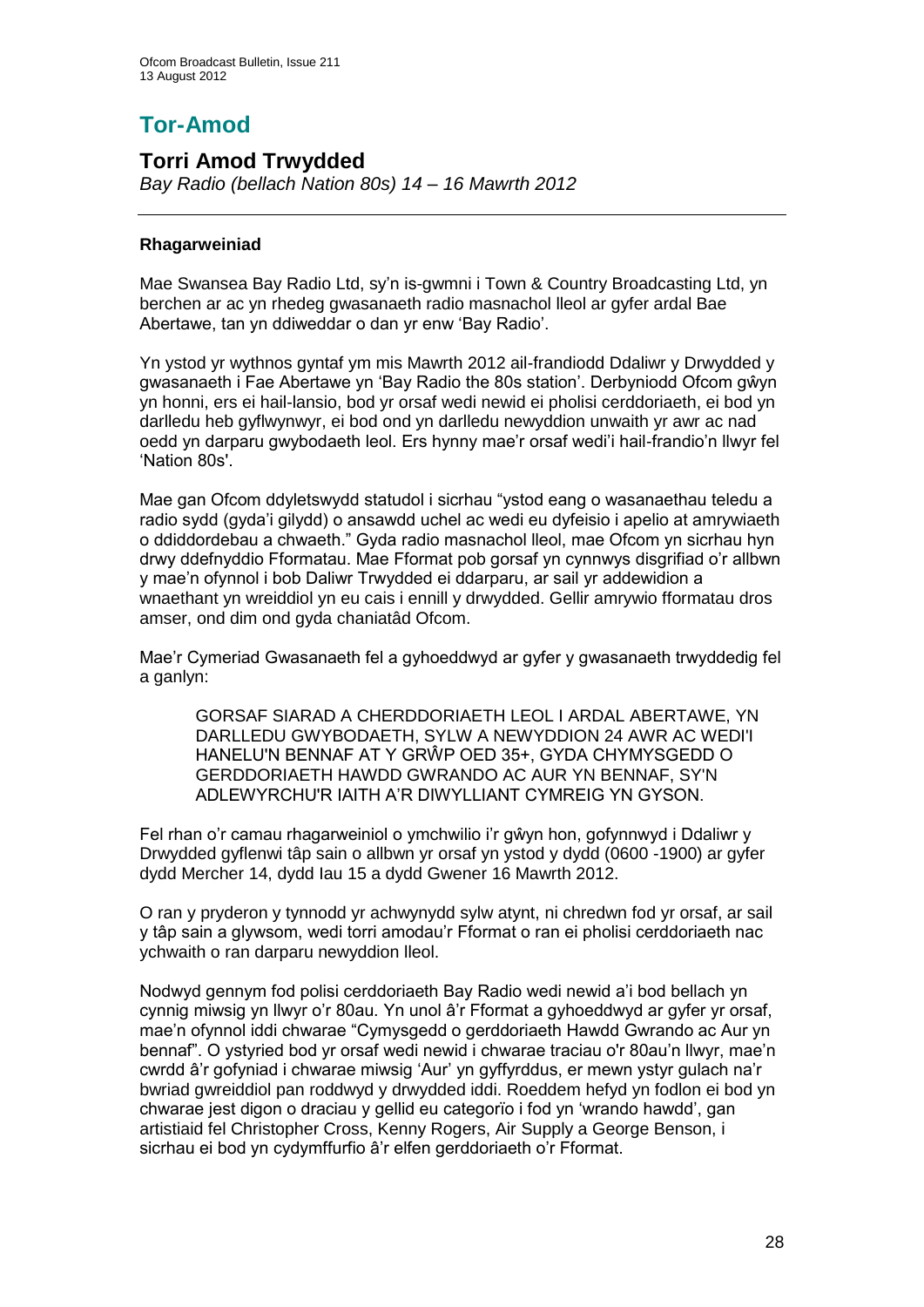# Tor-Amod

## Torri Amod Trwydded

*Bay Radio (bellach Nation 80s) 14 – 16 Mawrth 2012*

---

### Rhagarweiniad

Mae Swansea Bay Radio Ltd, sy'n is-gwmni i Town & Country Broadcasting Ltd, yn berchen ar ac yn rhedeg gwasanaeth radio masnachol lleol ar gyfer ardal Bae Abertawe, tan yn ddiweddar o dan yr enw 'Bay Radio'.

Yn ystod yr wythnos gyntaf ym mis Mawrth 2012 ail-frandiodd Ddaliwr y Drwydded y gwasanaeth i Fae Abertawe yn 'Bay Radio the 80s station'. Derbyniodd Ofcom gŵyn yn honni, ers ei hail-lansio, bod yr orsaf wedi newid ei pholisi cerddoriaeth, ei bod yn darlledu heb gyflwynwyr, ei bod ond yn darlledu newyddion unwaith yr awr ac nad oedd yn darparu gwybodaeth leol. Ers hynny mae'r orsaf wedi'i hail-frandio'n llwyr fel 'Nation 80s'.

Mae gan Ofcom ddyletswydd statudol i sicrhau "ystod eang o wasanaethau teledu a radio sydd (gyda'i gilydd) o ansawdd uchel ac wedi eu dyfeisio i apelio at amrywiaeth o ddiddordebau a chwaeth." Gyda radio masnachol lleol, mae Ofcom yn sicrhau hyn drwy ddefnyddio Fformatau. Mae Fformat pob gorsaf yn cynnwys disgrifiad o'r allbwn y mae'n ofynnol i bob Daliwr Trwydded ei ddarparu, ar sail yr addewidion a wnaethant yn wreiddiol yn eu cais i ennill y drwydded. Gellir amrywio fformatau dros amser, ond dim ond gyda chaniatâd Ofcom.

Mae'r Cymeriad Gwasanaeth fel a gyhoeddwyd ar gyfer y gwasanaeth trwyddedig fel a ganlyn:

> GORSAF SIARAD A CHERDDORIAETH LEOL I ARDAL ABERTAWE, YN DARLLEDU GWYBODAETH, SYLW A NEWYDDION 24 AWR AC WEDI'I HANELU'N BENNAF AT Y GRŴP OED 35+, GYDA CHYMYSGEDD O GERDDORIAETH HAWDD GWRANDO AC AUR YN BENNAF, SY'N ADLEWYRCHU'R IAITH A'R DIWYLLIANT CYMREIG YN GYSON.

Fel rhan o'r camau rhagarweiniol o ymchwilio i'r gŵyn hon, gofynnwyd i Ddaliwr y Drwydded gyflenwi tâp sain o allbwn yr orsaf yn ystod y dydd (0600 -1900) ar gyfer dydd Mercher 14, dydd Iau 15 a dydd Gwener 16 Mawrth 2012.

O ran y pryderon y tynnodd yr achwynydd sylw atynt, ni chredwn fod yr orsaf, ar sail y tâp sain a glywsom, wedi torri amodau'r Fformat o ran ei pholisi cerddoriaeth nac ychwaith o ran darparu newyddion lleol.

Nodwyd gennym fod polisi cerddoriaeth Bay Radio wedi newid a'i bod bellach yn cynnig miwsig yn llwyr o'r 80au. Yn unol â'r Fformat a gyhoeddwyd ar gyfer yr orsaf, mae'n ofynnol iddi chwarae "Cymysgedd o gerddoriaeth Hawdd Gwrando ac Aur yn bennaf". O ystyried bod yr orsaf wedi newid i chwarae traciau o'r 80au'n llwyr, mae'n cwrdd â'r gofyniad i chwarae miwsig 'Aur' yn gyffyrddus, er mewn ystyr gulach na'r bwriad gwreiddiol pan roddwyd y drwydded iddi. Roeddem hefyd yn fodlon ei bod yn chwarae jest digon o draciau y gellid eu categorïo i fod yn 'wrando hawdd', gan artistiaid fel Christopher Cross, Kenny Rogers, Air Supply a George Benson, i sicrhau ei bod yn cydymffurfio â'r elfen gerddoriaeth o'r Fformat.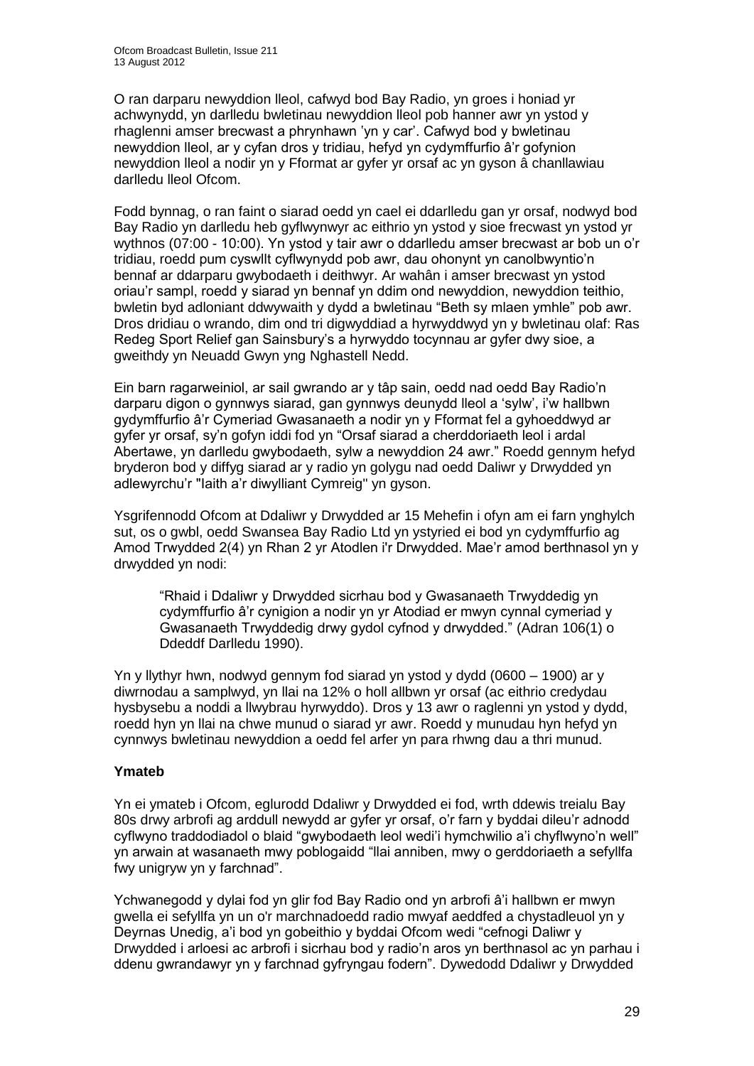O ran darparu newyddion lleol, cafwyd bod Bay Radio, yn groes i honiad yr achwynydd, yn darlledu bwletinau newyddion lleol pob hanner awr yn ystod y rhaglenni amser brecwast a phrynhawn 'yn y car'. Cafwyd bod y bwletinau newyddion lleol, ar y cyfan dros y tridiau, hefyd yn cydymffurfio â'r gofynion newyddion lleol a nodir yn y Fformat ar gyfer yr orsaf ac yn gyson â chanllawiau darlledu lleol Ofcom.

Fodd bynnag, o ran faint o siarad oedd yn cael ei ddarlledu gan yr orsaf, nodwyd bod Bay Radio yn darlledu heb gyflwynwyr ac eithrio yn ystod y sioe frecwast yn ystod yr wythnos (07:00 - 10:00). Yn ystod y tair awr o ddarlledu amser brecwast ar bob un o'r tridiau, roedd pum cyswllt cyflwynydd pob awr, dau ohonynt yn canolbwyntio'n bennaf ar ddarparu gwybodaeth i deithwyr. Ar wahân i amser brecwast yn ystod oriau'r sampl, roedd y siarad yn bennaf yn ddim ond newyddion, newyddion teithio, bwletin byd adloniant ddwywaith y dydd a bwletinau "Beth sy mlaen ymhle" pob awr. Dros dridiau o wrando, dim ond tri digwyddiad a hyrwyddwyd yn y bwletinau olaf: Ras Redeg Sport Relief gan Sainsbury's a hyrwyddo tocynnau ar gyfer dwy sioe, a gweithdy yn Neuadd Gwyn yng Nghastell Nedd.

Ein barn ragarweiniol, ar sail gwrando ar y tâp sain, oedd nad oedd Bay Radio'n darparu digon o gynnwys siarad, gan gynnwys deunydd lleol a 'sylw', i'w hallbwn gydymffurfio â'r Cymeriad Gwasanaeth a nodir yn y Fformat fel a gyhoeddwyd ar gyfer yr orsaf, sy'n gofyn iddi fod yn "Orsaf siarad a cherddoriaeth leol i ardal Abertawe, yn darlledu gwybodaeth, sylw a newyddion 24 awr." Roedd gennym hefyd bryderon bod y diffyg siarad ar y radio yn golygu nad oedd Daliwr y Drwydded yn adlewyrchu'r "Iaith a'r diwylliant Cymreig" yn gyson.

Ysgrifennodd Ofcom at Ddaliwr y Drwydded ar 15 Mehefin i ofyn am ei farn ynghylch sut, os o gwbl, oedd Swansea Bay Radio Ltd yn ystyried ei bod yn cydymffurfio ag Amod Trwydded 2(4) yn Rhan 2 yr Atodlen i'r Drwydded. Mae'r amod berthnasol yn y drwydded yn nodi:

> "Rhaid i Ddaliwr y Drwydded sicrhau bod y Gwasanaeth Trwyddedig yn cydymffurfio â'r cynigion a nodir yn yr Atodiad er mwyn cynnal cymeriad y Gwasanaeth Trwyddedig drwy gydol cyfnod y drwydded." (Adran 106(1) o Ddeddf Darlledu 1990).

Yn y llythyr hwn, nodwyd gennym fod siarad yn ystod y dydd (0600 – 1900) ar y diwrnodau a samplwyd, yn llai na 12% o holl allbwn yr orsaf (ac eithrio credydau hysbysebu a noddi a llwybrau hyrwyddo). Dros y 13 awr o raglenni yn ystod y dydd, roedd hyn yn llai na chwe munud o siarad yr awr. Roedd y munudau hyn hefyd yn cynnwys bwletinau newyddion a oedd fel arfer yn para rhwng dau a thri munud.

### Ymateb

Yn ei ymateb i Ofcom, eglurodd Ddaliwr y Drwydded ei fod, wrth ddewis treialu Bay 80s drwy arbrofi ag arddull newydd ar gyfer yr orsaf, o'r farn y byddai dileu'r adnodd cyflwyno traddodiadol o blaid "gwybodaeth leol wedi'i hymchwilio a'i chyflwyno'n well" yn arwain at wasanaeth mwy poblogaidd "llai anniben, mwy o gerddoriaeth a sefyllfa fwy unigryw yn y farchnad".

Ychwanegodd y dylai fod yn glir fod Bay Radio ond yn arbrofi â'i hallbwn er mwyn gwella ei sefyllfa yn un o'r marchnadoedd radio mwyaf aeddfed a chystadleuol yn y Deyrnas Unedig, a'i bod yn gobeithio y byddai Ofcom wedi "cefnogi Daliwr y Drwydded i arloesi ac arbrofi i sicrhau bod y radio'n aros yn berthnasol ac yn parhau i ddenu gwrandawyr yn y farchnad gyfryngau fodern". Dywedodd Ddaliwr y Drwydded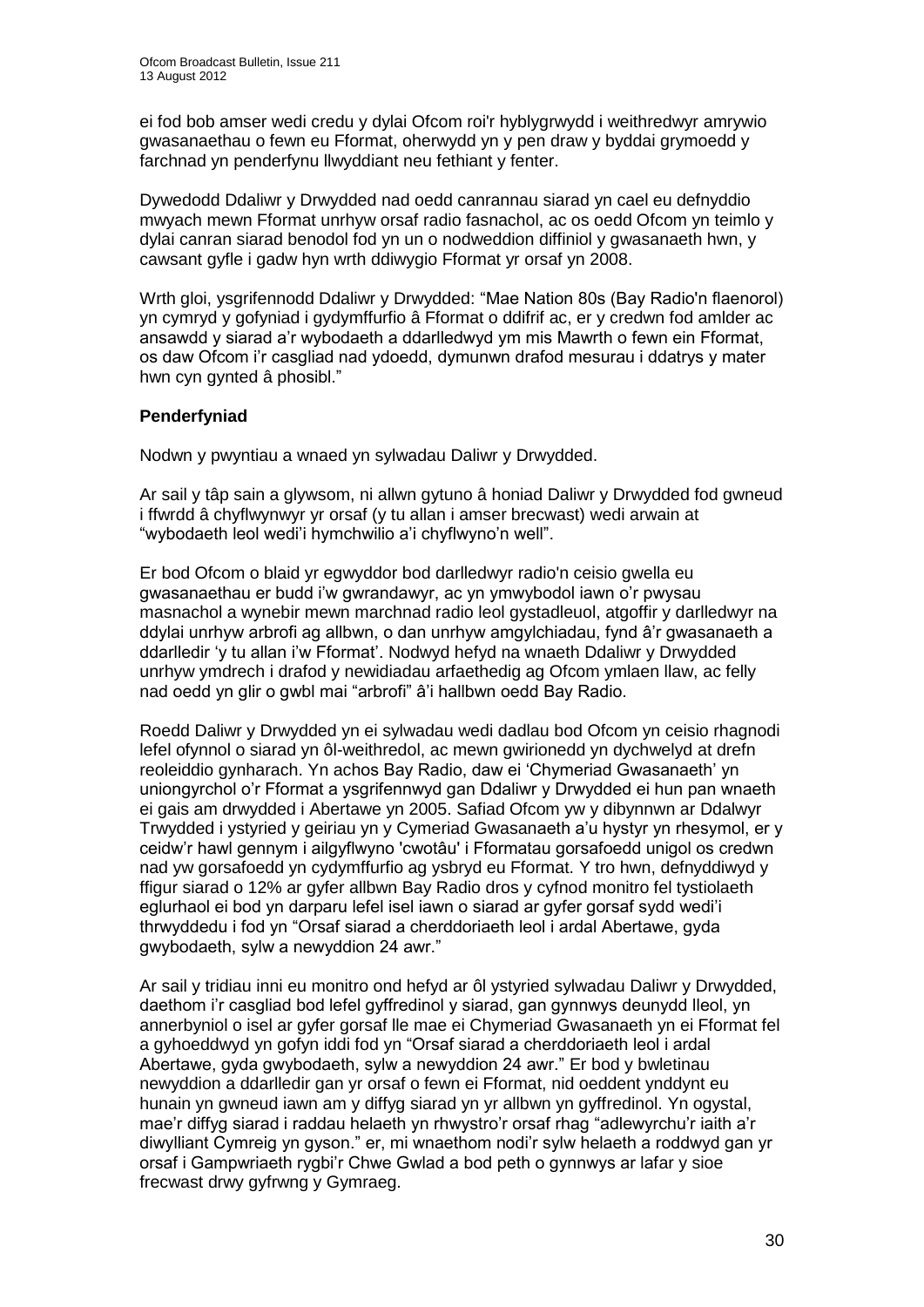ei fod bob amser wedi credu y dylai Ofcom roi'r hyblygrwydd i weithredwyr amrywio gwasanaethau o fewn eu Fformat, oherwydd yn y pen draw y byddai grymoedd y farchnad yn penderfynu llwyddiant neu fethiant y fenter.

Dywedodd Ddaliwr y Drwydded nad oedd canrannau siarad yn cael eu defnyddio mwyach mewn Fformat unrhyw orsaf radio fasnachol, ac os oedd Ofcom yn teimlo y dylai canran siarad benodol fod yn un o nodweddion diffiniol y gwasanaeth hwn, y cawsant gyfle i gadw hyn wrth ddiwygio Fformat yr orsaf yn 2008.

Wrth gloi, ysgrifennodd Ddaliwr y Drwydded: "Mae Nation 80s (Bay Radio'n flaenorol) yn cymryd y gofyniad i gydymffurfio â Fformat o ddifrif ac, er y credwn fod amlder ac ansawdd y siarad a'r wybodaeth a ddarlledwyd ym mis Mawrth o fewn ein Fformat, os daw Ofcom i'r casgliad nad ydoedd, dymunwn drafod mesurau i ddatrys y mater hwn cyn gynted â phosibl."

**Penderfyniad**

Nodwn y pwyntiau a wnaed yn sylwadau Daliwr y Drwydded.

Ar sail y tâp sain a glywsom, ni allwn gytuno â honiad Daliwr y Drwydded fod gwneud i ffwrdd â chyflwynwyr yr orsaf (y tu allan i amser brecwast) wedi arwain at "wybodaeth leol wedi'i hymchwilio a'i chyflwyno'n well".

Er bod Ofcom o blaid yr egwyddor bod darlledwyr radio'n ceisio gwella eu gwasanaethau er budd i'w gwrandawyr, ac yn ymwybodol iawn o'r pwysau masnachol a wynebir mewn marchnad radio leol gystadleuol, atgoffir y darlledwyr na ddylai unrhyw arbrofi ag allbwn, o dan unrhyw amgylchiadau, fynd â'r gwasanaeth a ddarlledir 'y tu allan i'w Fformat'. Nodwyd hefyd na wnaeth Ddaliwr y Drwydded unrhyw ymdrech i drafod y newidiadau arfaethedig ag Ofcom ymlaen llaw, ac felly nad oedd yn glir o gwbl mai "arbrofi" â'i hallbwn oedd Bay Radio.

Roedd Daliwr y Drwydded yn ei sylwadau wedi dadlau bod Ofcom yn ceisio rhagnodi lefel ofynnol o siarad yn ôl-weithredol, ac mewn gwirionedd yn dychwelyd at drefn reoleiddio gynharach. Yn achos Bay Radio, daw ei 'Chymeriad Gwasanaeth' yn uniongyrchol o'r Fformat a ysgrifennwyd gan Ddaliwr y Drwydded ei hun pan wnaeth ei gais am drwydded i Abertawe yn 2005. Safiad Ofcom yw y dibynnwn ar Ddalwyr Trwydded i ystyried y geiriau yn y Cymeriad Gwasanaeth a'u hystyr yn rhesymol, er y ceidw'r hawl gennym i ailgyflwyno 'cwotâu' i Fformatau gorsafoedd unigol os credwn nad yw gorsafoedd yn cydymffurfio ag ysbryd eu Fformat. Y tro hwn, defnyddiwyd y ffigur siarad o 12% ar gyfer allbwn Bay Radio dros y cyfnod monitro fel tystiolaeth eglurhaol ei bod yn darparu lefel isel iawn o siarad ar gyfer gorsaf sydd wedi'i thrwyddedu i fod yn "Orsaf siarad a cherddoriaeth leol i ardal Abertawe, gyda gwybodaeth, sylw a newyddion 24 awr."

Ar sail y tridiau inni eu monitro ond hefyd ar ôl ystyried sylwadau Daliwr y Drwydded, daethom i'r casgliad bod lefel gyffredinol y siarad, gan gynnwys deunydd lleol, yn annerbyniol o isel ar gyfer gorsaf lle mae ei Chymeriad Gwasanaeth yn ei Fformat fel a gyhoeddwyd yn gofyn iddi fod yn "Orsaf siarad a cherddoriaeth leol i ardal Abertawe, gyda gwybodaeth, sylw a newyddion 24 awr." Er bod y bwletinau newyddion a ddarlledir gan yr orsaf o fewn ei Fformat, nid oeddent ynddynt eu hunain yn gwneud iawn am y diffyg siarad yn yr allbwn yn gyffredinol. Yn ogystal, mae'r diffyg siarad i raddau helaeth yn rhwystro'r orsaf rhag "adlewyrchu'r iaith a'r diwylliant Cymreig yn gyson." er, mi wnaethom nodi'r sylw helaeth a roddwyd gan yr orsaf i Gampwriaeth rygbi'r Chwe Gwlad a bod peth o gynnwys ar lafar y sioe frecwast drwy gyfrwng y Gymraeg.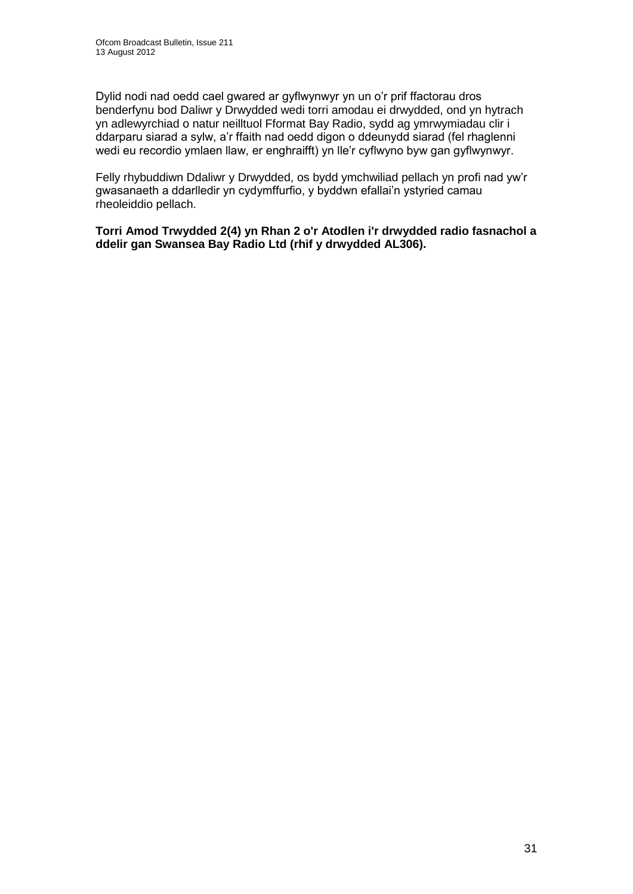Dylid nodi nad oedd cael gwared ar gyflwynwyr yn un o'r prif ffactorau dros benderfynu bod Daliwr y Drwydded wedi torri amodau ei drwydded, ond yn hytrach yn adlewyrchiad o natur neilltuol Fformat Bay Radio, sydd ag ymrwymiadau clir i ddarparu siarad a sylw, a'r ffaith nad oedd digon o ddeunydd siarad (fel rhaglenni wedi eu recordio ymlaen llaw, er enghraifft) yn lle'r cyflwyno byw gan gyflwynwyr.

Felly rhybuddiwn Ddaliwr y Drwydded, os bydd ymchwiliad pellach yn profi nad yw'r gwasanaeth a ddarlledir yn cydymffurfio, y byddwn efallai'n ystyried camau rheoleiddio pellach.

**Torri Amod Trwydded 2(4) yn Rhan 2 o'r Atodlen i'r drwydded radio fasnachol a ddelir gan Swansea Bay Radio Ltd (rhif y drwydded AL306).**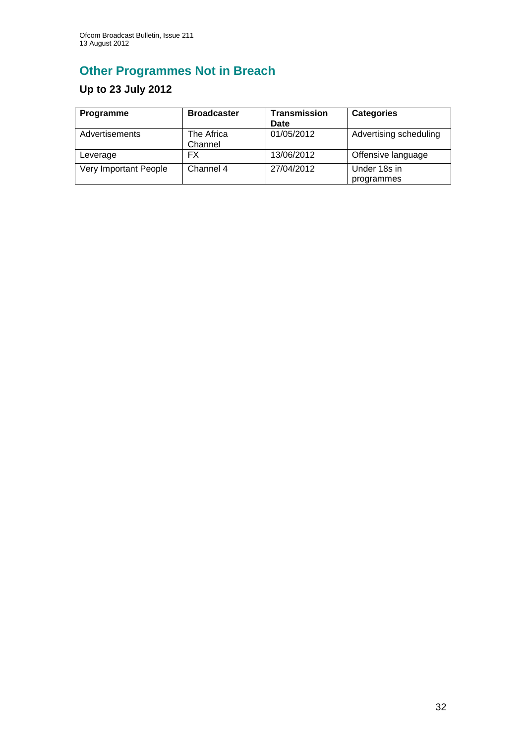## Other Programmes Not in Breach

### Up to 23 July 2012

| Programme | Broadcaster | Transmission Date | Categories |
|---|---|---|---|
| Advertisements | The Africa Channel | 01/05/2012 | Advertising scheduling |
| Leverage | FX | 13/06/2012 | Offensive language |
| Very Important People | Channel 4 | 27/04/2012 | Under 18s in programmes |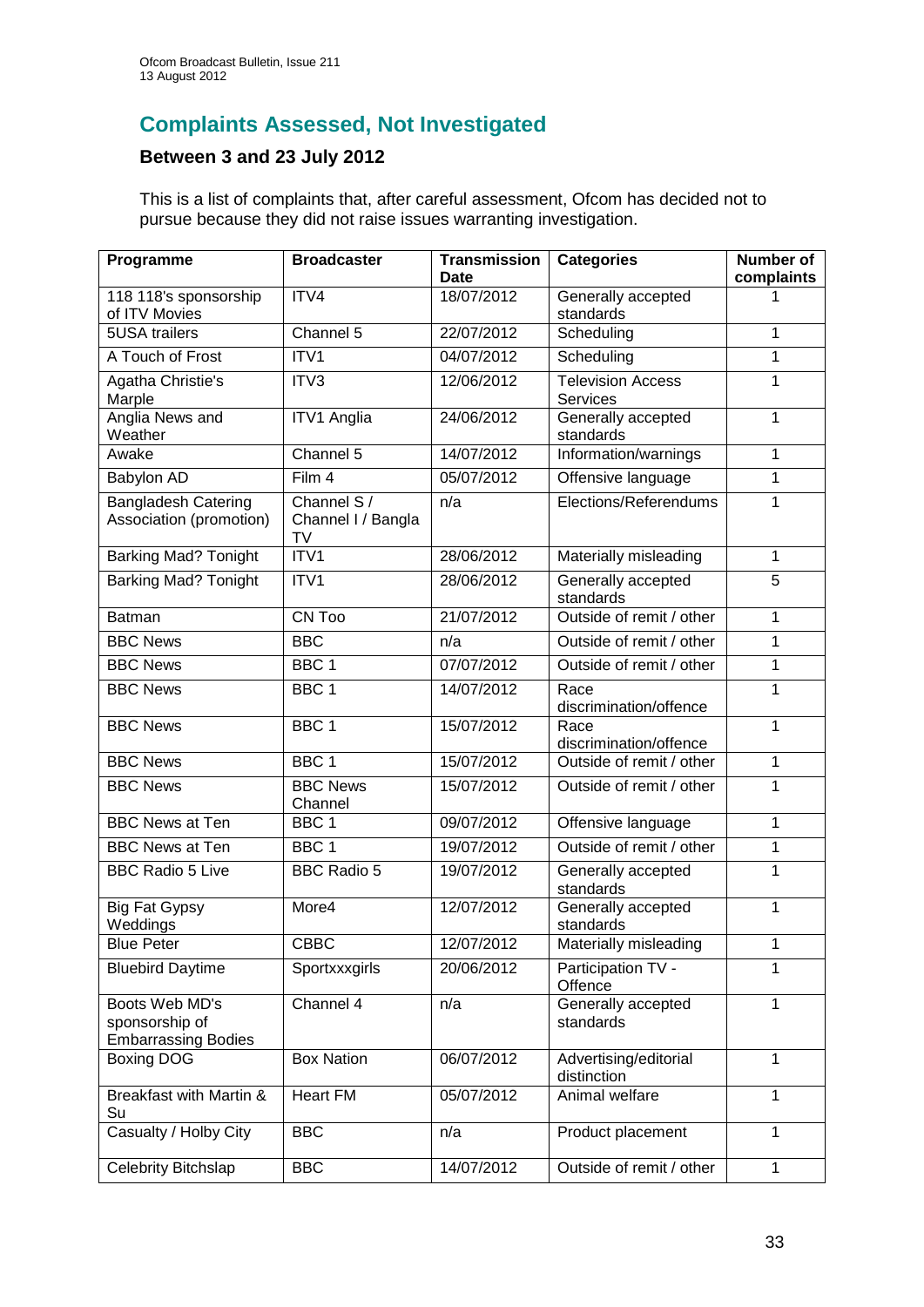## Complaints Assessed, Not Investigated

### Between 3 and 23 July 2012

This is a list of complaints that, after careful assessment, Ofcom has decided not to pursue because they did not raise issues warranting investigation.

| Programme | Broadcaster | Transmission Date | Categories | Number of complaints |
|---|---|---|---|---|
| 118 118's sponsorship of ITV Movies | ITV4 | 18/07/2012 | Generally accepted standards | 1 |
| 5USA trailers | Channel 5 | 22/07/2012 | Scheduling | 1 |
| A Touch of Frost | ITV1 | 04/07/2012 | Scheduling | 1 |
| Agatha Christie's Marple | ITV3 | 12/06/2012 | Television Access Services | 1 |
| Anglia News and Weather | ITV1 Anglia | 24/06/2012 | Generally accepted standards | 1 |
| Awake | Channel 5 | 14/07/2012 | Information/warnings | 1 |
| Babylon AD | Film 4 | 05/07/2012 | Offensive language | 1 |
| Bangladesh Catering Association (promotion) | Channel S / Channel I / Bangla TV | n/a | Elections/Referendums | 1 |
| Barking Mad? Tonight | ITV1 | 28/06/2012 | Materially misleading | 1 |
| Barking Mad? Tonight | ITV1 | 28/06/2012 | Generally accepted standards | 5 |
| Batman | CN Too | 21/07/2012 | Outside of remit / other | 1 |
| BBC News | BBC | n/a | Outside of remit / other | 1 |
| BBC News | BBC 1 | 07/07/2012 | Outside of remit / other | 1 |
| BBC News | BBC 1 | 14/07/2012 | Race discrimination/offence | 1 |
| BBC News | BBC 1 | 15/07/2012 | Race discrimination/offence | 1 |
| BBC News | BBC 1 | 15/07/2012 | Outside of remit / other | 1 |
| BBC News | BBC News Channel | 15/07/2012 | Outside of remit / other | 1 |
| BBC News at Ten | BBC 1 | 09/07/2012 | Offensive language | 1 |
| BBC News at Ten | BBC 1 | 19/07/2012 | Outside of remit / other | 1 |
| BBC Radio 5 Live | BBC Radio 5 | 19/07/2012 | Generally accepted standards | 1 |
| Big Fat Gypsy Weddings | More4 | 12/07/2012 | Generally accepted standards | 1 |
| Blue Peter | CBBC | 12/07/2012 | Materially misleading | 1 |
| Bluebird Daytime | Sportxxxgirls | 20/06/2012 | Participation TV - Offence | 1 |
| Boots Web MD's sponsorship of Embarrassing Bodies | Channel 4 | n/a | Generally accepted standards | 1 |
| Boxing DOG | Box Nation | 06/07/2012 | Advertising/editorial distinction | 1 |
| Breakfast with Martin & Su | Heart FM | 05/07/2012 | Animal welfare | 1 |
| Casualty / Holby City | BBC | n/a | Product placement | 1 |
| Celebrity Bitchslap | BBC | 14/07/2012 | Outside of remit / other | 1 |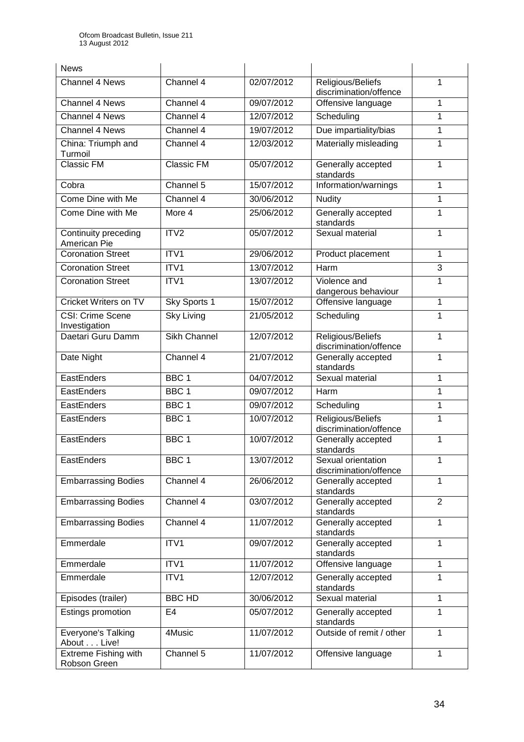| News | | | | |
|---|---|---|---|---|
| Channel 4 News | Channel 4 | 02/07/2012 | Religious/Beliefs discrimination/offence | 1 |
| Channel 4 News | Channel 4 | 09/07/2012 | Offensive language | 1 |
| Channel 4 News | Channel 4 | 12/07/2012 | Scheduling | 1 |
| Channel 4 News | Channel 4 | 19/07/2012 | Due impartiality/bias | 1 |
| China: Triumph and Turmoil | Channel 4 | 12/03/2012 | Materially misleading | 1 |
| Classic FM | Classic FM | 05/07/2012 | Generally accepted standards | 1 |
| Cobra | Channel 5 | 15/07/2012 | Information/warnings | 1 |
| Come Dine with Me | Channel 4 | 30/06/2012 | Nudity | 1 |
| Come Dine with Me | More 4 | 25/06/2012 | Generally accepted standards | 1 |
| Continuity preceding American Pie | ITV2 | 05/07/2012 | Sexual material | 1 |
| Coronation Street | ITV1 | 29/06/2012 | Product placement | 1 |
| Coronation Street | ITV1 | 13/07/2012 | Harm | 3 |
| Coronation Street | ITV1 | 13/07/2012 | Violence and dangerous behaviour | 1 |
| Cricket Writers on TV | Sky Sports 1 | 15/07/2012 | Offensive language | 1 |
| CSI: Crime Scene Investigation | Sky Living | 21/05/2012 | Scheduling | 1 |
| Daetari Guru Damm | Sikh Channel | 12/07/2012 | Religious/Beliefs discrimination/offence | 1 |
| Date Night | Channel 4 | 21/07/2012 | Generally accepted standards | 1 |
| EastEnders | BBC 1 | 04/07/2012 | Sexual material | 1 |
| EastEnders | BBC 1 | 09/07/2012 | Harm | 1 |
| EastEnders | BBC 1 | 09/07/2012 | Scheduling | 1 |
| EastEnders | BBC 1 | 10/07/2012 | Religious/Beliefs discrimination/offence | 1 |
| EastEnders | BBC 1 | 10/07/2012 | Generally accepted standards | 1 |
| EastEnders | BBC 1 | 13/07/2012 | Sexual orientation discrimination/offence | 1 |
| Embarrassing Bodies | Channel 4 | 26/06/2012 | Generally accepted standards | 1 |
| Embarrassing Bodies | Channel 4 | 03/07/2012 | Generally accepted standards | 2 |
| Embarrassing Bodies | Channel 4 | 11/07/2012 | Generally accepted standards | 1 |
| Emmerdale | ITV1 | 09/07/2012 | Generally accepted standards | 1 |
| Emmerdale | ITV1 | 11/07/2012 | Offensive language | 1 |
| Emmerdale | ITV1 | 12/07/2012 | Generally accepted standards | 1 |
| Episodes (trailer) | BBC HD | 30/06/2012 | Sexual material | 1 |
| Estings promotion | E4 | 05/07/2012 | Generally accepted standards | 1 |
| Everyone's Talking About . . . Live! | 4Music | 11/07/2012 | Outside of remit / other | 1 |
| Extreme Fishing with Robson Green | Channel 5 | 11/07/2012 | Offensive language | 1 |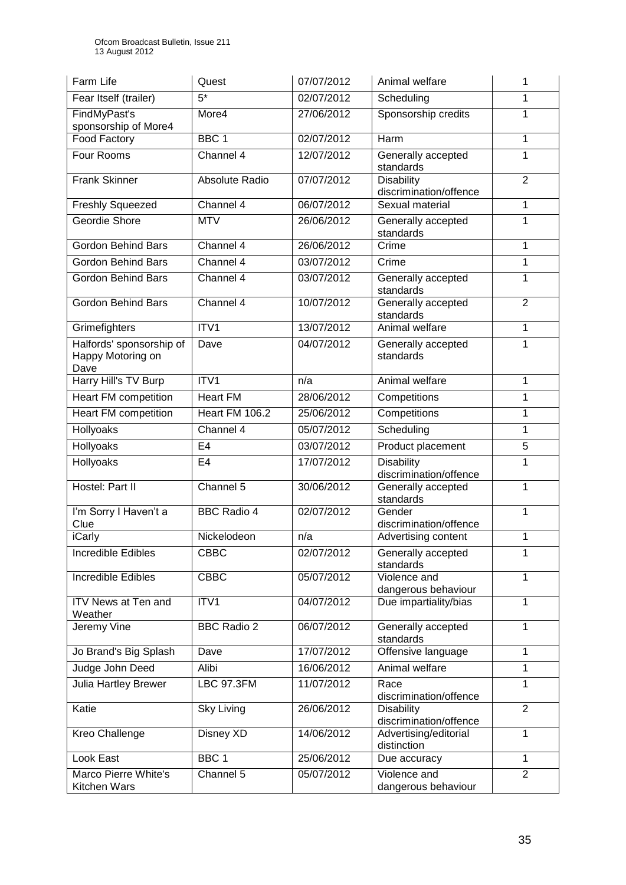| Farm Life | Quest | 07/07/2012 | Animal welfare | 1 |
|---|---|---|---|---|
| Fear Itself (trailer) | 5* | 02/07/2012 | Scheduling | 1 |
| FindMyPast's sponsorship of More4 | More4 | 27/06/2012 | Sponsorship credits | 1 |
| Food Factory | BBC 1 | 02/07/2012 | Harm | 1 |
| Four Rooms | Channel 4 | 12/07/2012 | Generally accepted standards | 1 |
| Frank Skinner | Absolute Radio | 07/07/2012 | Disability discrimination/offence | 2 |
| Freshly Squeezed | Channel 4 | 06/07/2012 | Sexual material | 1 |
| Geordie Shore | MTV | 26/06/2012 | Generally accepted standards | 1 |
| Gordon Behind Bars | Channel 4 | 26/06/2012 | Crime | 1 |
| Gordon Behind Bars | Channel 4 | 03/07/2012 | Crime | 1 |
| Gordon Behind Bars | Channel 4 | 03/07/2012 | Generally accepted standards | 1 |
| Gordon Behind Bars | Channel 4 | 10/07/2012 | Generally accepted standards | 2 |
| Grimefighters | ITV1 | 13/07/2012 | Animal welfare | 1 |
| Halfords' sponsorship of Happy Motoring on Dave | Dave | 04/07/2012 | Generally accepted standards | 1 |
| Harry Hill's TV Burp | ITV1 | n/a | Animal welfare | 1 |
| Heart FM competition | Heart FM | 28/06/2012 | Competitions | 1 |
| Heart FM competition | Heart FM 106.2 | 25/06/2012 | Competitions | 1 |
| Hollyoaks | Channel 4 | 05/07/2012 | Scheduling | 1 |
| Hollyoaks | E4 | 03/07/2012 | Product placement | 5 |
| Hollyoaks | E4 | 17/07/2012 | Disability discrimination/offence | 1 |
| Hostel: Part II | Channel 5 | 30/06/2012 | Generally accepted standards | 1 |
| I'm Sorry I Haven't a Clue | BBC Radio 4 | 02/07/2012 | Gender discrimination/offence | 1 |
| iCarly | Nickelodeon | n/a | Advertising content | 1 |
| Incredible Edibles | CBBC | 02/07/2012 | Generally accepted standards | 1 |
| Incredible Edibles | CBBC | 05/07/2012 | Violence and dangerous behaviour | 1 |
| ITV News at Ten and Weather | ITV1 | 04/07/2012 | Due impartiality/bias | 1 |
| Jeremy Vine | BBC Radio 2 | 06/07/2012 | Generally accepted standards | 1 |
| Jo Brand's Big Splash | Dave | 17/07/2012 | Offensive language | 1 |
| Judge John Deed | Alibi | 16/06/2012 | Animal welfare | 1 |
| Julia Hartley Brewer | LBC 97.3FM | 11/07/2012 | Race discrimination/offence | 1 |
| Katie | Sky Living | 26/06/2012 | Disability discrimination/offence | 2 |
| Kreo Challenge | Disney XD | 14/06/2012 | Advertising/editorial distinction | 1 |
| Look East | BBC 1 | 25/06/2012 | Due accuracy | 1 |
| Marco Pierre White's Kitchen Wars | Channel 5 | 05/07/2012 | Violence and dangerous behaviour | 2 |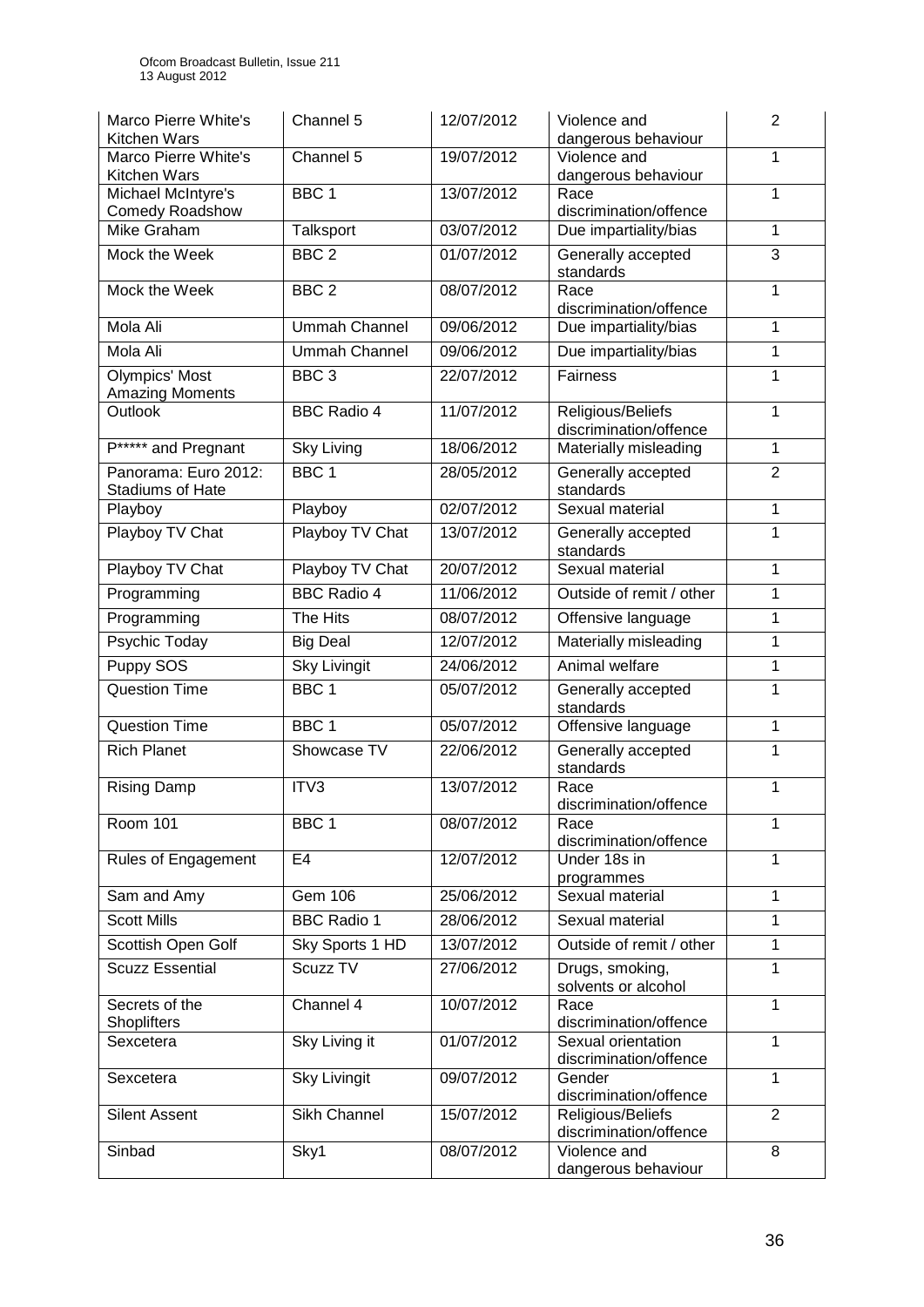| Marco Pierre White's Kitchen Wars | Channel 5 | 12/07/2012 | Violence and dangerous behaviour | 2 |
|---|---|---|---|---|
| Marco Pierre White's Kitchen Wars | Channel 5 | 19/07/2012 | Violence and dangerous behaviour | 1 |
| Michael McIntyre's Comedy Roadshow | BBC 1 | 13/07/2012 | Race discrimination/offence | 1 |
| Mike Graham | Talksport | 03/07/2012 | Due impartiality/bias | 1 |
| Mock the Week | BBC 2 | 01/07/2012 | Generally accepted standards | 3 |
| Mock the Week | BBC 2 | 08/07/2012 | Race discrimination/offence | 1 |
| Mola Ali | Ummah Channel | 09/06/2012 | Due impartiality/bias | 1 |
| Mola Ali | Ummah Channel | 09/06/2012 | Due impartiality/bias | 1 |
| Olympics' Most Amazing Moments | BBC 3 | 22/07/2012 | Fairness | 1 |
| Outlook | BBC Radio 4 | 11/07/2012 | Religious/Beliefs discrimination/offence | 1 |
| P***** and Pregnant | Sky Living | 18/06/2012 | Materially misleading | 1 |
| Panorama: Euro 2012: Stadiums of Hate | BBC 1 | 28/05/2012 | Generally accepted standards | 2 |
| Playboy | Playboy | 02/07/2012 | Sexual material | 1 |
| Playboy TV Chat | Playboy TV Chat | 13/07/2012 | Generally accepted standards | 1 |
| Playboy TV Chat | Playboy TV Chat | 20/07/2012 | Sexual material | 1 |
| Programming | BBC Radio 4 | 11/06/2012 | Outside of remit / other | 1 |
| Programming | The Hits | 08/07/2012 | Offensive language | 1 |
| Psychic Today | Big Deal | 12/07/2012 | Materially misleading | 1 |
| Puppy SOS | Sky Livingit | 24/06/2012 | Animal welfare | 1 |
| Question Time | BBC 1 | 05/07/2012 | Generally accepted standards | 1 |
| Question Time | BBC 1 | 05/07/2012 | Offensive language | 1 |
| Rich Planet | Showcase TV | 22/06/2012 | Generally accepted standards | 1 |
| Rising Damp | ITV3 | 13/07/2012 | Race discrimination/offence | 1 |
| Room 101 | BBC 1 | 08/07/2012 | Race discrimination/offence | 1 |
| Rules of Engagement | E4 | 12/07/2012 | Under 18s in programmes | 1 |
| Sam and Amy | Gem 106 | 25/06/2012 | Sexual material | 1 |
| Scott Mills | BBC Radio 1 | 28/06/2012 | Sexual material | 1 |
| Scottish Open Golf | Sky Sports 1 HD | 13/07/2012 | Outside of remit / other | 1 |
| Scuzz Essential | Scuzz TV | 27/06/2012 | Drugs, smoking, solvents or alcohol | 1 |
| Secrets of the Shoplifters | Channel 4 | 10/07/2012 | Race discrimination/offence | 1 |
| Sexcetera | Sky Living it | 01/07/2012 | Sexual orientation discrimination/offence | 1 |
| Sexcetera | Sky Livingit | 09/07/2012 | Gender discrimination/offence | 1 |
| Silent Assent | Sikh Channel | 15/07/2012 | Religious/Beliefs discrimination/offence | 2 |
| Sinbad | Sky1 | 08/07/2012 | Violence and dangerous behaviour | 8 |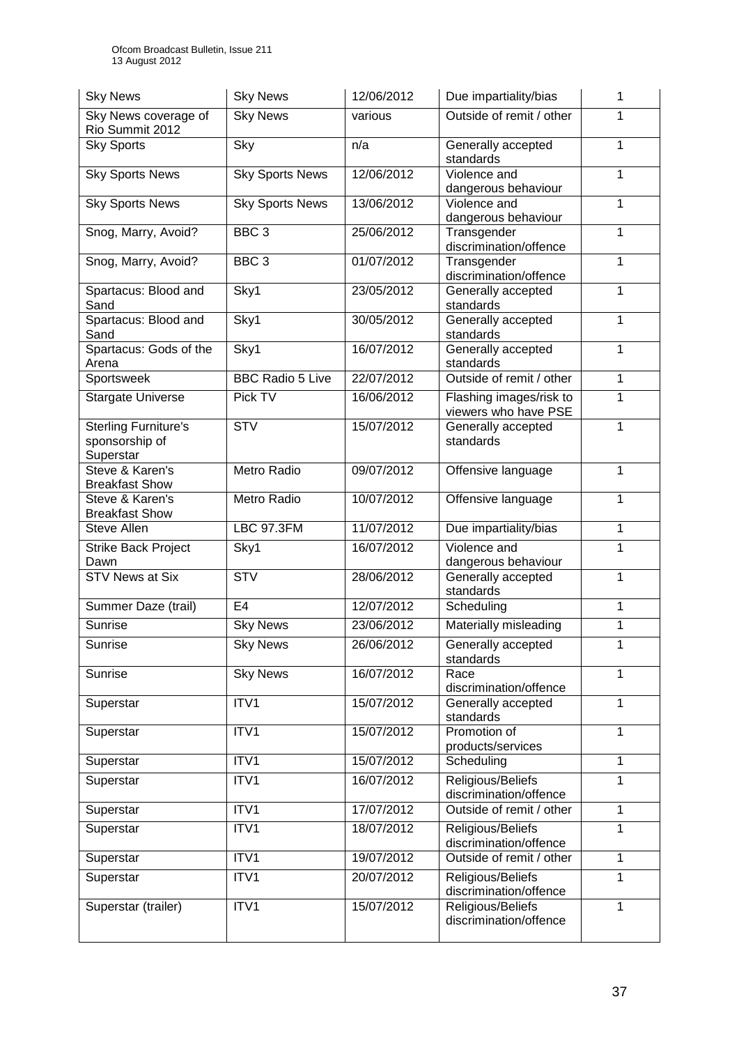| Sky News | Sky News | 12/06/2012 | Due impartiality/bias | 1 |
|---|---|---|---|---|
| Sky News coverage of Rio Summit 2012 | Sky News | various | Outside of remit / other | 1 |
| Sky Sports | Sky | n/a | Generally accepted standards | 1 |
| Sky Sports News | Sky Sports News | 12/06/2012 | Violence and dangerous behaviour | 1 |
| Sky Sports News | Sky Sports News | 13/06/2012 | Violence and dangerous behaviour | 1 |
| Snog, Marry, Avoid? | BBC 3 | 25/06/2012 | Transgender discrimination/offence | 1 |
| Snog, Marry, Avoid? | BBC 3 | 01/07/2012 | Transgender discrimination/offence | 1 |
| Spartacus: Blood and Sand | Sky1 | 23/05/2012 | Generally accepted standards | 1 |
| Spartacus: Blood and Sand | Sky1 | 30/05/2012 | Generally accepted standards | 1 |
| Spartacus: Gods of the Arena | Sky1 | 16/07/2012 | Generally accepted standards | 1 |
| Sportsweek | BBC Radio 5 Live | 22/07/2012 | Outside of remit / other | 1 |
| Stargate Universe | Pick TV | 16/06/2012 | Flashing images/risk to viewers who have PSE | 1 |
| Sterling Furniture's sponsorship of Superstar | STV | 15/07/2012 | Generally accepted standards | 1 |
| Steve & Karen's Breakfast Show | Metro Radio | 09/07/2012 | Offensive language | 1 |
| Steve & Karen's Breakfast Show | Metro Radio | 10/07/2012 | Offensive language | 1 |
| Steve Allen | LBC 97.3FM | 11/07/2012 | Due impartiality/bias | 1 |
| Strike Back Project Dawn | Sky1 | 16/07/2012 | Violence and dangerous behaviour | 1 |
| STV News at Six | STV | 28/06/2012 | Generally accepted standards | 1 |
| Summer Daze (trail) | E4 | 12/07/2012 | Scheduling | 1 |
| Sunrise | Sky News | 23/06/2012 | Materially misleading | 1 |
| Sunrise | Sky News | 26/06/2012 | Generally accepted standards | 1 |
| Sunrise | Sky News | 16/07/2012 | Race discrimination/offence | 1 |
| Superstar | ITV1 | 15/07/2012 | Generally accepted standards | 1 |
| Superstar | ITV1 | 15/07/2012 | Promotion of products/services | 1 |
| Superstar | ITV1 | 15/07/2012 | Scheduling | 1 |
| Superstar | ITV1 | 16/07/2012 | Religious/Beliefs discrimination/offence | 1 |
| Superstar | ITV1 | 17/07/2012 | Outside of remit / other | 1 |
| Superstar | ITV1 | 18/07/2012 | Religious/Beliefs discrimination/offence | 1 |
| Superstar | ITV1 | 19/07/2012 | Outside of remit / other | 1 |
| Superstar | ITV1 | 20/07/2012 | Religious/Beliefs discrimination/offence | 1 |
| Superstar (trailer) | ITV1 | 15/07/2012 | Religious/Beliefs discrimination/offence | 1 |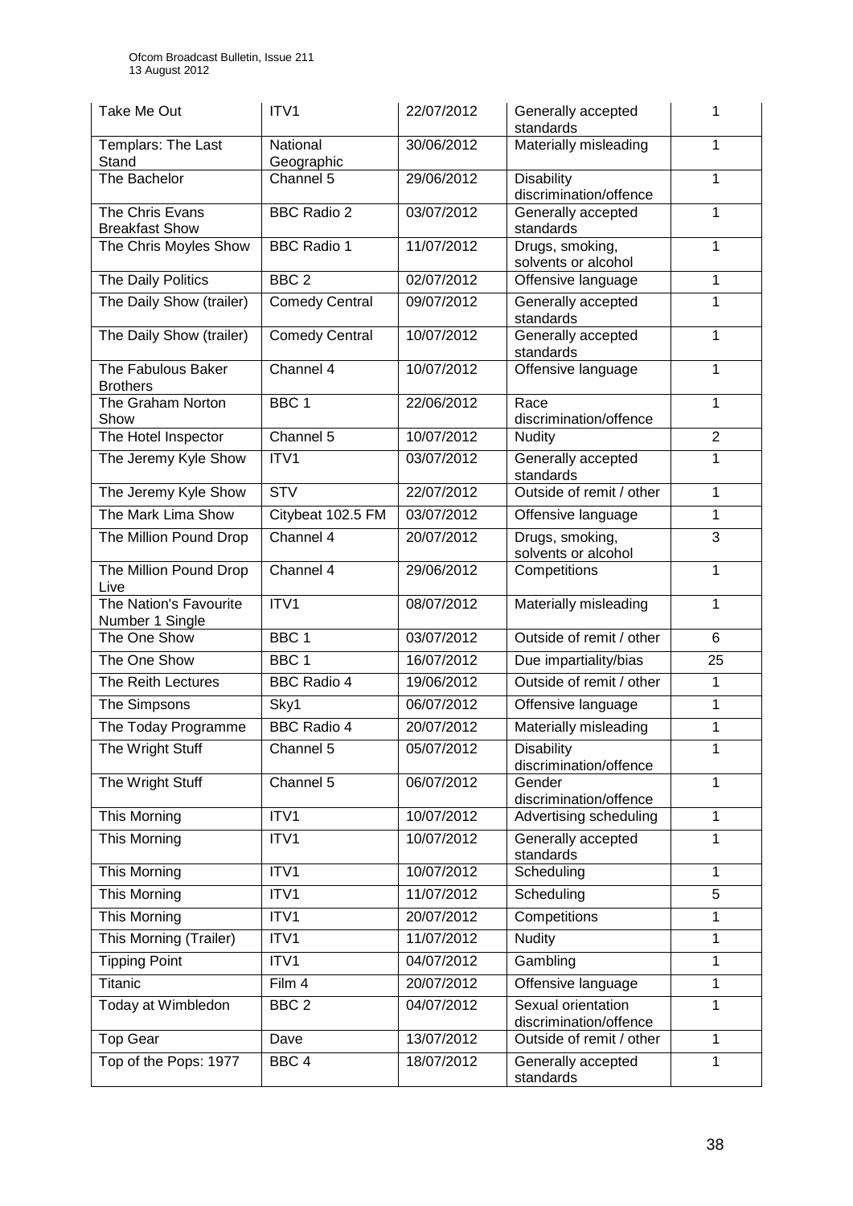| Take Me Out | ITV1 | 22/07/2012 | Generally accepted standards | 1 |
|---|---|---|---|---|
| Templars: The Last Stand | National Geographic | 30/06/2012 | Materially misleading | 1 |
| The Bachelor | Channel 5 | 29/06/2012 | Disability discrimination/offence | 1 |
| The Chris Evans Breakfast Show | BBC Radio 2 | 03/07/2012 | Generally accepted standards | 1 |
| The Chris Moyles Show | BBC Radio 1 | 11/07/2012 | Drugs, smoking, solvents or alcohol | 1 |
| The Daily Politics | BBC 2 | 02/07/2012 | Offensive language | 1 |
| The Daily Show (trailer) | Comedy Central | 09/07/2012 | Generally accepted standards | 1 |
| The Daily Show (trailer) | Comedy Central | 10/07/2012 | Generally accepted standards | 1 |
| The Fabulous Baker Brothers | Channel 4 | 10/07/2012 | Offensive language | 1 |
| The Graham Norton Show | BBC 1 | 22/06/2012 | Race discrimination/offence | 1 |
| The Hotel Inspector | Channel 5 | 10/07/2012 | Nudity | 2 |
| The Jeremy Kyle Show | ITV1 | 03/07/2012 | Generally accepted standards | 1 |
| The Jeremy Kyle Show | STV | 22/07/2012 | Outside of remit / other | 1 |
| The Mark Lima Show | Citybeat 102.5 FM | 03/07/2012 | Offensive language | 1 |
| The Million Pound Drop | Channel 4 | 20/07/2012 | Drugs, smoking, solvents or alcohol | 3 |
| The Million Pound Drop Live | Channel 4 | 29/06/2012 | Competitions | 1 |
| The Nation's Favourite Number 1 Single | ITV1 | 08/07/2012 | Materially misleading | 1 |
| The One Show | BBC 1 | 03/07/2012 | Outside of remit / other | 6 |
| The One Show | BBC 1 | 16/07/2012 | Due impartiality/bias | 25 |
| The Reith Lectures | BBC Radio 4 | 19/06/2012 | Outside of remit / other | 1 |
| The Simpsons | Sky1 | 06/07/2012 | Offensive language | 1 |
| The Today Programme | BBC Radio 4 | 20/07/2012 | Materially misleading | 1 |
| The Wright Stuff | Channel 5 | 05/07/2012 | Disability discrimination/offence | 1 |
| The Wright Stuff | Channel 5 | 06/07/2012 | Gender discrimination/offence | 1 |
| This Morning | ITV1 | 10/07/2012 | Advertising scheduling | 1 |
| This Morning | ITV1 | 10/07/2012 | Generally accepted standards | 1 |
| This Morning | ITV1 | 10/07/2012 | Scheduling | 1 |
| This Morning | ITV1 | 11/07/2012 | Scheduling | 5 |
| This Morning | ITV1 | 20/07/2012 | Competitions | 1 |
| This Morning (Trailer) | ITV1 | 11/07/2012 | Nudity | 1 |
| Tipping Point | ITV1 | 04/07/2012 | Gambling | 1 |
| Titanic | Film 4 | 20/07/2012 | Offensive language | 1 |
| Today at Wimbledon | BBC 2 | 04/07/2012 | Sexual orientation discrimination/offence | 1 |
| Top Gear | Dave | 13/07/2012 | Outside of remit / other | 1 |
| Top of the Pops: 1977 | BBC 4 | 18/07/2012 | Generally accepted standards | 1 |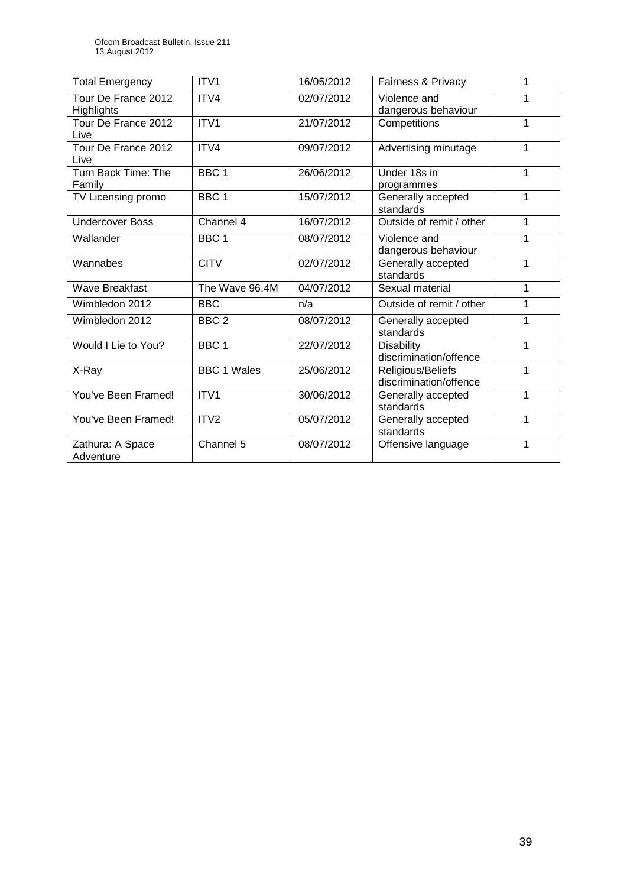| Total Emergency | ITV1 | 16/05/2012 | Fairness & Privacy | 1 |
|---|---|---|---|---|
| Tour De France 2012 Highlights | ITV4 | 02/07/2012 | Violence and dangerous behaviour | 1 |
| Tour De France 2012 Live | ITV1 | 21/07/2012 | Competitions | 1 |
| Tour De France 2012 Live | ITV4 | 09/07/2012 | Advertising minutage | 1 |
| Turn Back Time: The Family | BBC 1 | 26/06/2012 | Under 18s in programmes | 1 |
| TV Licensing promo | BBC 1 | 15/07/2012 | Generally accepted standards | 1 |
| Undercover Boss | Channel 4 | 16/07/2012 | Outside of remit / other | 1 |
| Wallander | BBC 1 | 08/07/2012 | Violence and dangerous behaviour | 1 |
| Wannabes | CITV | 02/07/2012 | Generally accepted standards | 1 |
| Wave Breakfast | The Wave 96.4M | 04/07/2012 | Sexual material | 1 |
| Wimbledon 2012 | BBC | n/a | Outside of remit / other | 1 |
| Wimbledon 2012 | BBC 2 | 08/07/2012 | Generally accepted standards | 1 |
| Would I Lie to You? | BBC 1 | 22/07/2012 | Disability discrimination/offence | 1 |
| X-Ray | BBC 1 Wales | 25/06/2012 | Religious/Beliefs discrimination/offence | 1 |
| You've Been Framed! | ITV1 | 30/06/2012 | Generally accepted standards | 1 |
| You've Been Framed! | ITV2 | 05/07/2012 | Generally accepted standards | 1 |
| Zathura: A Space Adventure | Channel 5 | 08/07/2012 | Offensive language | 1 |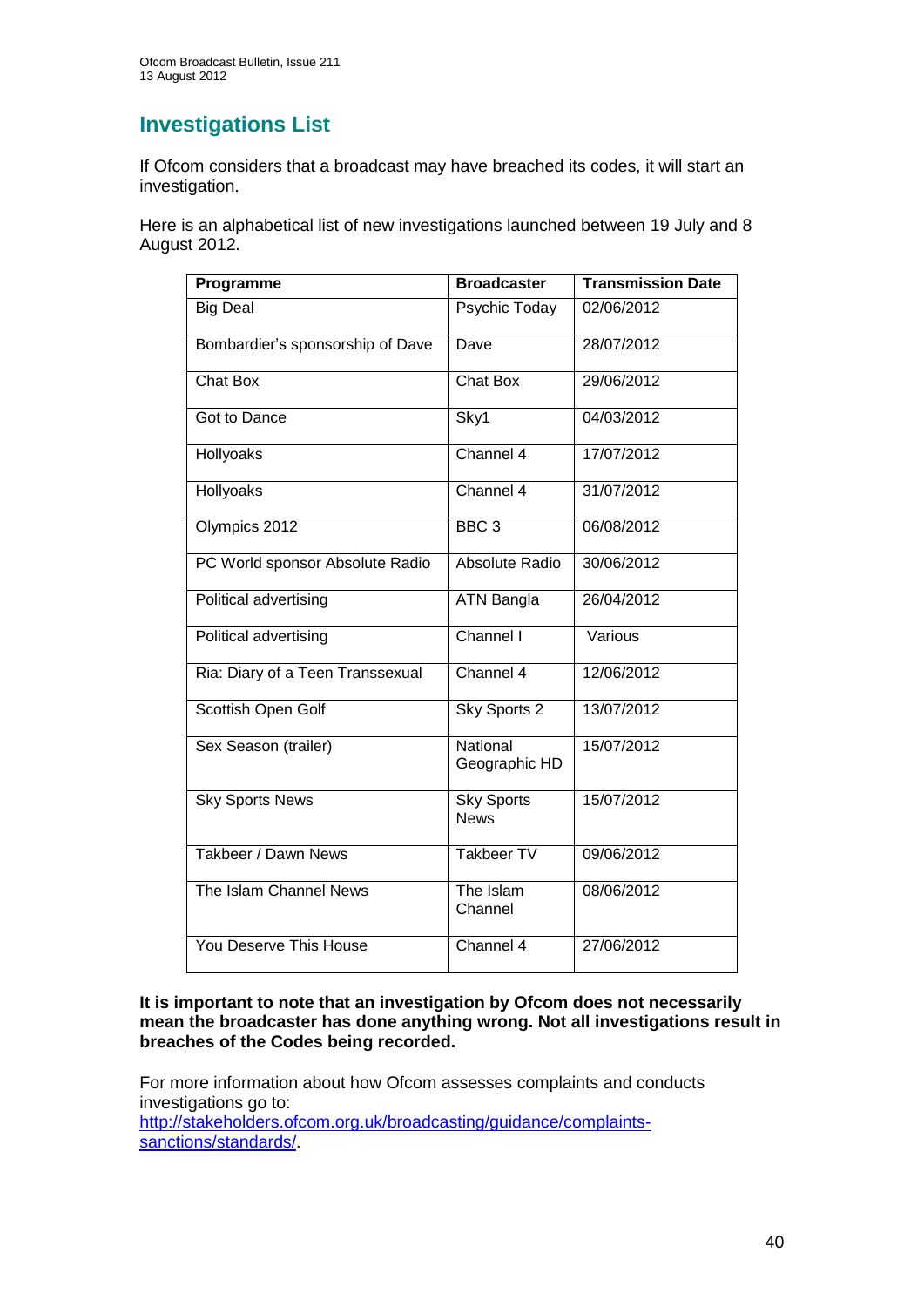## Investigations List

If Ofcom considers that a broadcast may have breached its codes, it will start an investigation.

Here is an alphabetical list of new investigations launched between 19 July and 8 August 2012.

| Programme | Broadcaster | Transmission Date |
|---|---|---|
| Big Deal | Psychic Today | 02/06/2012 |
| Bombardier's sponsorship of Dave | Dave | 28/07/2012 |
| Chat Box | Chat Box | 29/06/2012 |
| Got to Dance | Sky1 | 04/03/2012 |
| Hollyoaks | Channel 4 | 17/07/2012 |
| Hollyoaks | Channel 4 | 31/07/2012 |
| Olympics 2012 | BBC 3 | 06/08/2012 |
| PC World sponsor Absolute Radio | Absolute Radio | 30/06/2012 |
| Political advertising | ATN Bangla | 26/04/2012 |
| Political advertising | Channel I | Various |
| Ria: Diary of a Teen Transsexual | Channel 4 | 12/06/2012 |
| Scottish Open Golf | Sky Sports 2 | 13/07/2012 |
| Sex Season (trailer) | National Geographic HD | 15/07/2012 |
| Sky Sports News | Sky Sports News | 15/07/2012 |
| Takbeer / Dawn News | Takbeer TV | 09/06/2012 |
| The Islam Channel News | The Islam Channel | 08/06/2012 |
| You Deserve This House | Channel 4 | 27/06/2012 |

**It is important to note that an investigation by Ofcom does not necessarily mean the broadcaster has done anything wrong. Not all investigations result in breaches of the Codes being recorded.**

For more information about how Ofcom assesses complaints and conducts investigations go to: http://stakeholders.ofcom.org.uk/broadcasting/guidance/complaints-sanctions/standards/.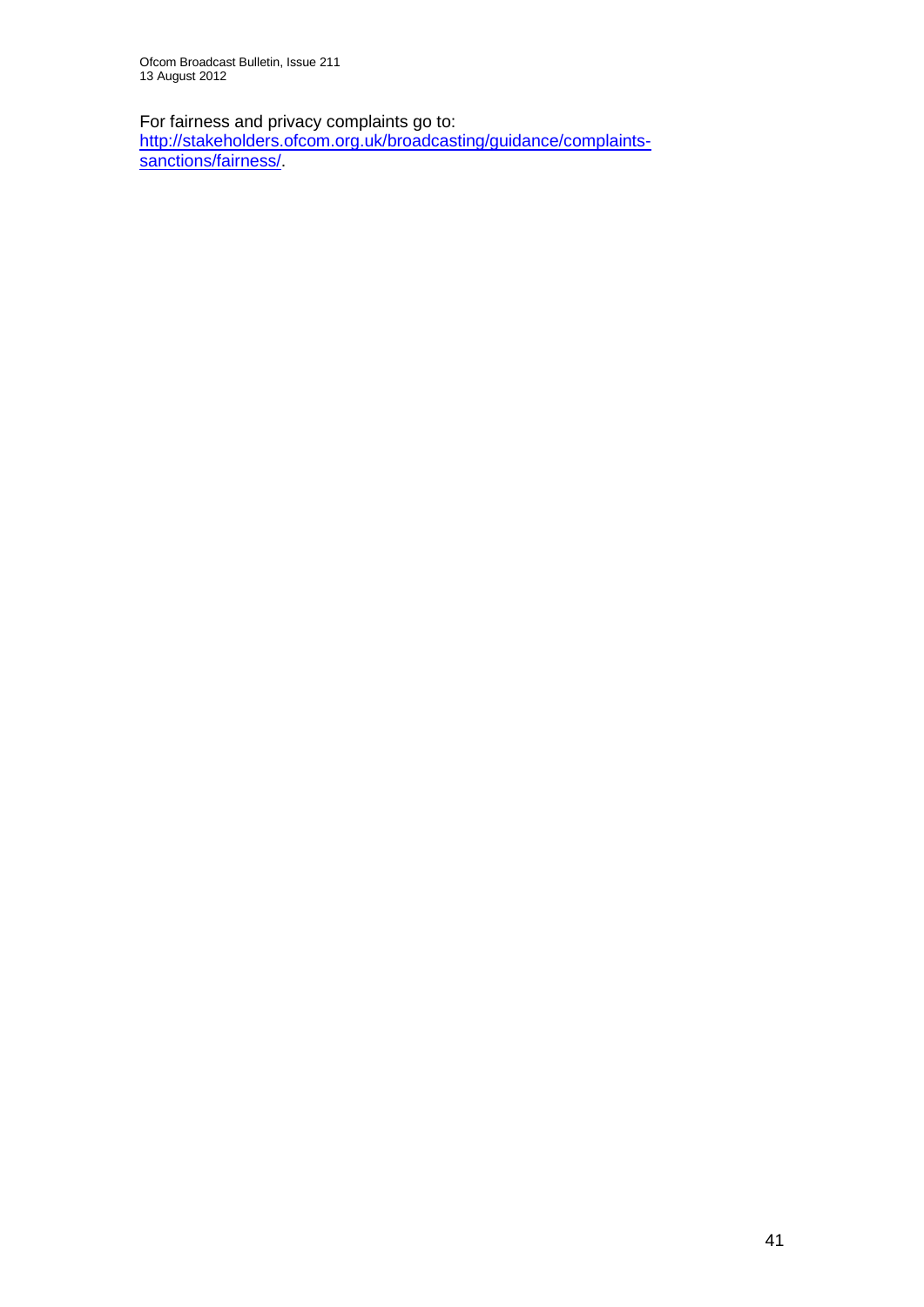For fairness and privacy complaints go to: [http://stakeholders.ofcom.org.uk/broadcasting/guidance/complaints-sanctions/fairness/](http://stakeholders.ofcom.org.uk/broadcasting/guidance/complaints-sanctions/fairness/).